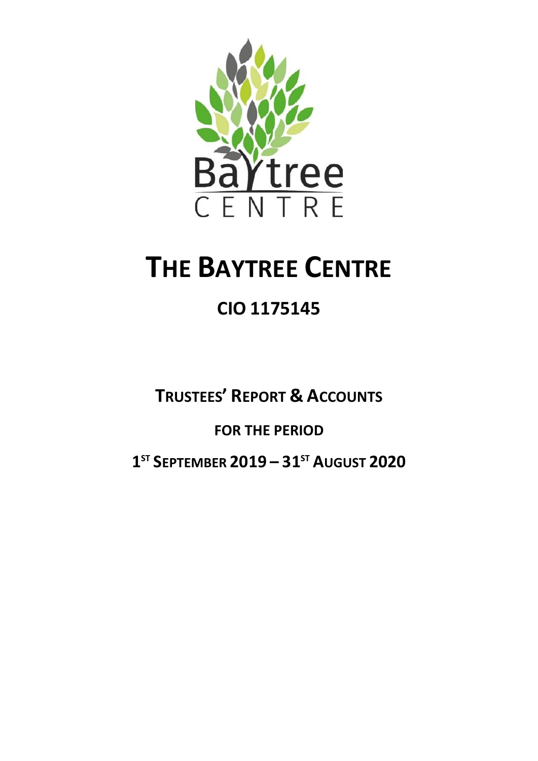# THE BAYTREE CENTRE

## CIO 1175145

**TRUSTEES' REPORT & ACCOUNTS**

**FOR THE PERIOD**

**1ST SEPTEMBER 2019 – 31ST AUGUST 2020**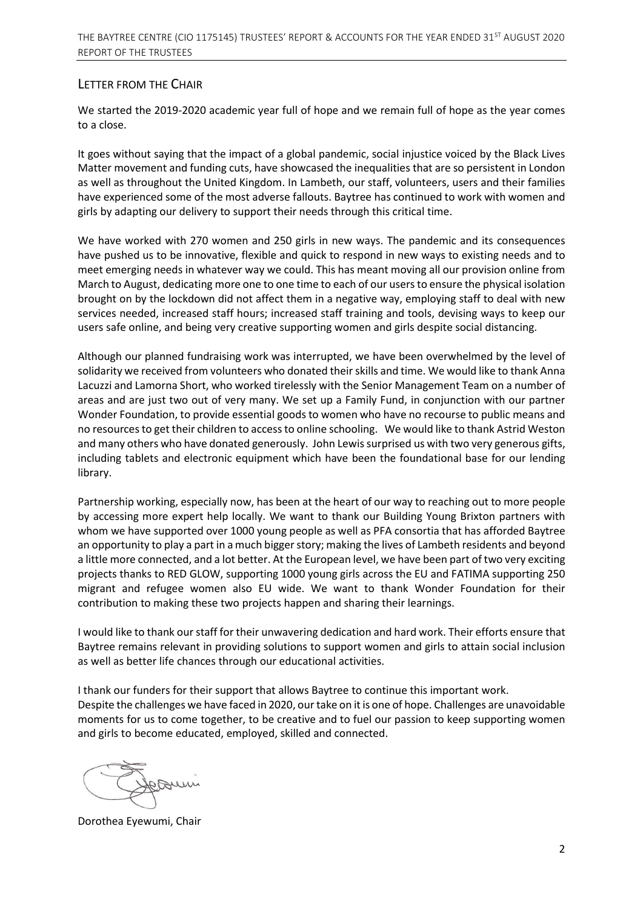## LETTER FROM THE CHAIR

We started the 2019-2020 academic year full of hope and we remain full of hope as the year comes to a close.

It goes without saying that the impact of a global pandemic, social injustice voiced by the Black Lives Matter movement and funding cuts, have showcased the inequalities that are so persistent in London as well as throughout the United Kingdom. In Lambeth, our staff, volunteers, users and their families have experienced some of the most adverse fallouts. Baytree has continued to work with women and girls by adapting our delivery to support their needs through this critical time.

We have worked with 270 women and 250 girls in new ways. The pandemic and its consequences have pushed us to be innovative, flexible and quick to respond in new ways to existing needs and to meet emerging needs in whatever way we could. This has meant moving all our provision online from March to August, dedicating more one to one time to each of our users to ensure the physical isolation brought on by the lockdown did not affect them in a negative way, employing staff to deal with new services needed, increased staff hours; increased staff training and tools, devising ways to keep our users safe online, and being very creative supporting women and girls despite social distancing.

Although our planned fundraising work was interrupted, we have been overwhelmed by the level of solidarity we received from volunteers who donated their skills and time. We would like to thank Anna Lacuzzi and Lamorna Short, who worked tirelessly with the Senior Management Team on a number of areas and are just two out of very many. We set up a Family Fund, in conjunction with our partner Wonder Foundation, to provide essential goods to women who have no recourse to public means and no resources to get their children to access to online schooling. We would like to thank Astrid Weston and many others who have donated generously. John Lewis surprised us with two very generous gifts, including tablets and electronic equipment which have been the foundational base for our lending library.

Partnership working, especially now, has been at the heart of our way to reaching out to more people by accessing more expert help locally. We want to thank our Building Young Brixton partners with whom we have supported over 1000 young people as well as PFA consortia that has afforded Baytree an opportunity to play a part in a much bigger story; making the lives of Lambeth residents and beyond a little more connected, and a lot better. At the European level, we have been part of two very exciting projects thanks to RED GLOW, supporting 1000 young girls across the EU and FATIMA supporting 250 migrant and refugee women also EU wide. We want to thank Wonder Foundation for their contribution to making these two projects happen and sharing their learnings.

I would like to thank our staff for their unwavering dedication and hard work. Their efforts ensure that Baytree remains relevant in providing solutions to support women and girls to attain social inclusion as well as better life chances through our educational activities.

I thank our funders for their support that allows Baytree to continue this important work.
Despite the challenges we have faced in 2020, our take on it is one of hope. Challenges are unavoidable moments for us to come together, to be creative and to fuel our passion to keep supporting women and girls to become educated, employed, skilled and connected.

Dorothea Eyewumi, Chair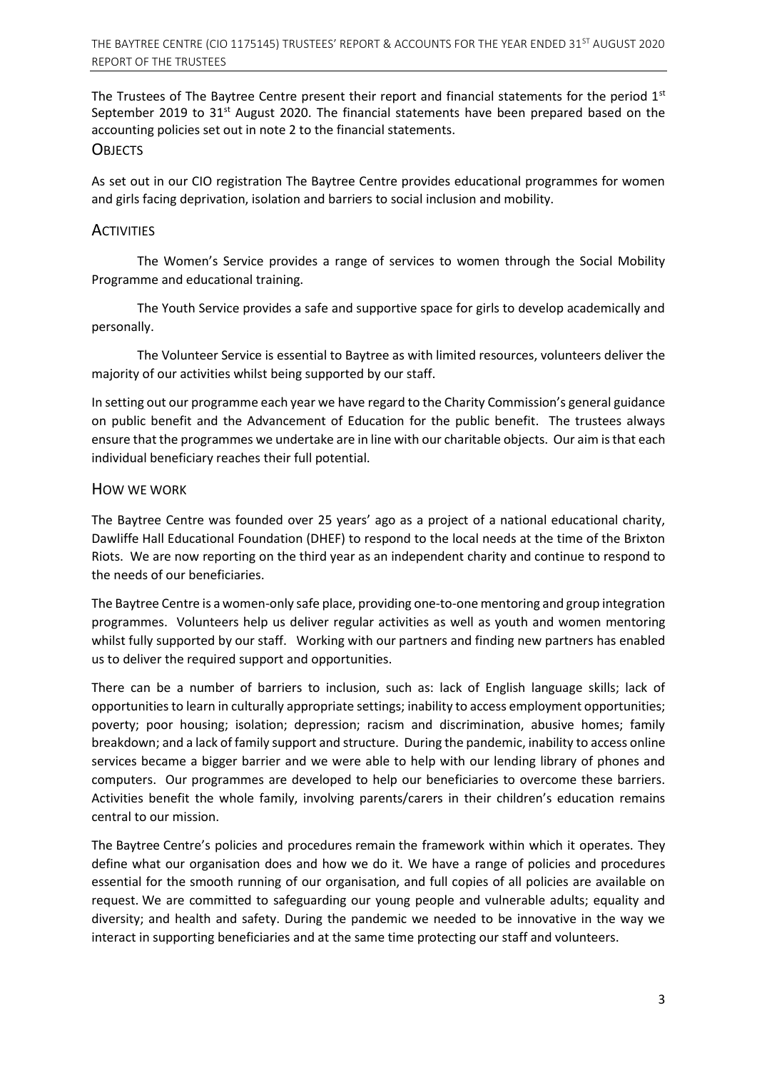The Trustees of The Baytree Centre present their report and financial statements for the period 1st September 2019 to 31st August 2020. The financial statements have been prepared based on the accounting policies set out in note 2 to the financial statements.

## OBJECTS

As set out in our CIO registration The Baytree Centre provides educational programmes for women and girls facing deprivation, isolation and barriers to social inclusion and mobility.

## ACTIVITIES

The Women's Service provides a range of services to women through the Social Mobility Programme and educational training.

The Youth Service provides a safe and supportive space for girls to develop academically and personally.

The Volunteer Service is essential to Baytree as with limited resources, volunteers deliver the majority of our activities whilst being supported by our staff.

In setting out our programme each year we have regard to the Charity Commission's general guidance on public benefit and the Advancement of Education for the public benefit. The trustees always ensure that the programmes we undertake are in line with our charitable objects. Our aim is that each individual beneficiary reaches their full potential.

## HOW WE WORK

The Baytree Centre was founded over 25 years' ago as a project of a national educational charity, Dawliffe Hall Educational Foundation (DHEF) to respond to the local needs at the time of the Brixton Riots. We are now reporting on the third year as an independent charity and continue to respond to the needs of our beneficiaries.

The Baytree Centre is a women-only safe place, providing one-to-one mentoring and group integration programmes. Volunteers help us deliver regular activities as well as youth and women mentoring whilst fully supported by our staff. Working with our partners and finding new partners has enabled us to deliver the required support and opportunities.

There can be a number of barriers to inclusion, such as: lack of English language skills; lack of opportunities to learn in culturally appropriate settings; inability to access employment opportunities; poverty; poor housing; isolation; depression; racism and discrimination, abusive homes; family breakdown; and a lack of family support and structure. During the pandemic, inability to access online services became a bigger barrier and we were able to help with our lending library of phones and computers. Our programmes are developed to help our beneficiaries to overcome these barriers. Activities benefit the whole family, involving parents/carers in their children's education remains central to our mission.

The Baytree Centre's policies and procedures remain the framework within which it operates. They define what our organisation does and how we do it. We have a range of policies and procedures essential for the smooth running of our organisation, and full copies of all policies are available on request. We are committed to safeguarding our young people and vulnerable adults; equality and diversity; and health and safety. During the pandemic we needed to be innovative in the way we interact in supporting beneficiaries and at the same time protecting our staff and volunteers.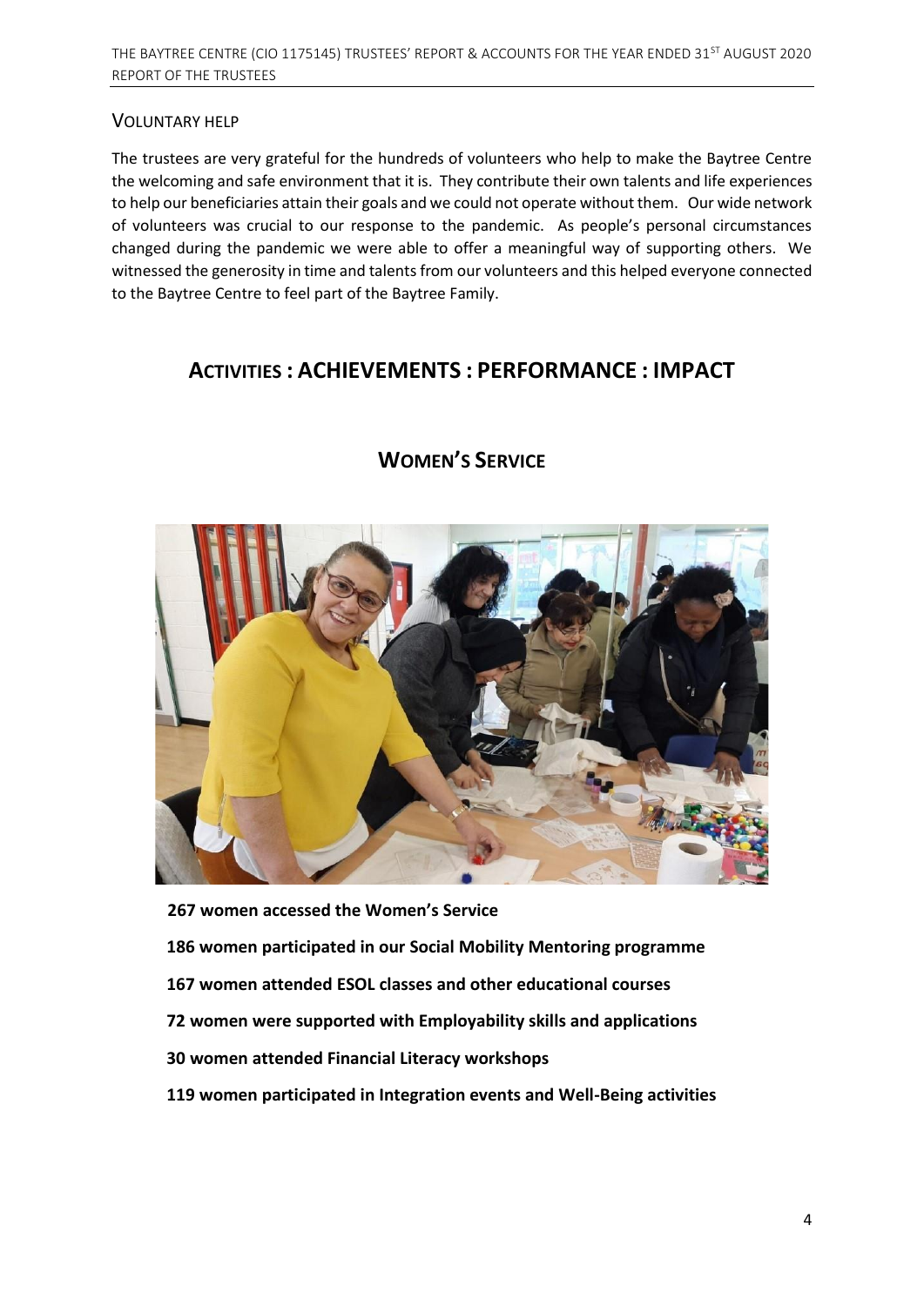### VOLUNTARY HELP

The trustees are very grateful for the hundreds of volunteers who help to make the Baytree Centre the welcoming and safe environment that it is. They contribute their own talents and life experiences to help our beneficiaries attain their goals and we could not operate without them. Our wide network of volunteers was crucial to our response to the pandemic. As people's personal circumstances changed during the pandemic we were able to offer a meaningful way of supporting others. We witnessed the generosity in time and talents from our volunteers and this helped everyone connected to the Baytree Centre to feel part of the Baytree Family.

## ACTIVITIES : ACHIEVEMENTS : PERFORMANCE : IMPACT

## WOMEN'S SERVICE

**267 women accessed the Women's Service**

**186 women participated in our Social Mobility Mentoring programme**

**167 women attended ESOL classes and other educational courses**

**72 women were supported with Employability skills and applications**

**30 women attended Financial Literacy workshops**

**119 women participated in Integration events and Well-Being activities**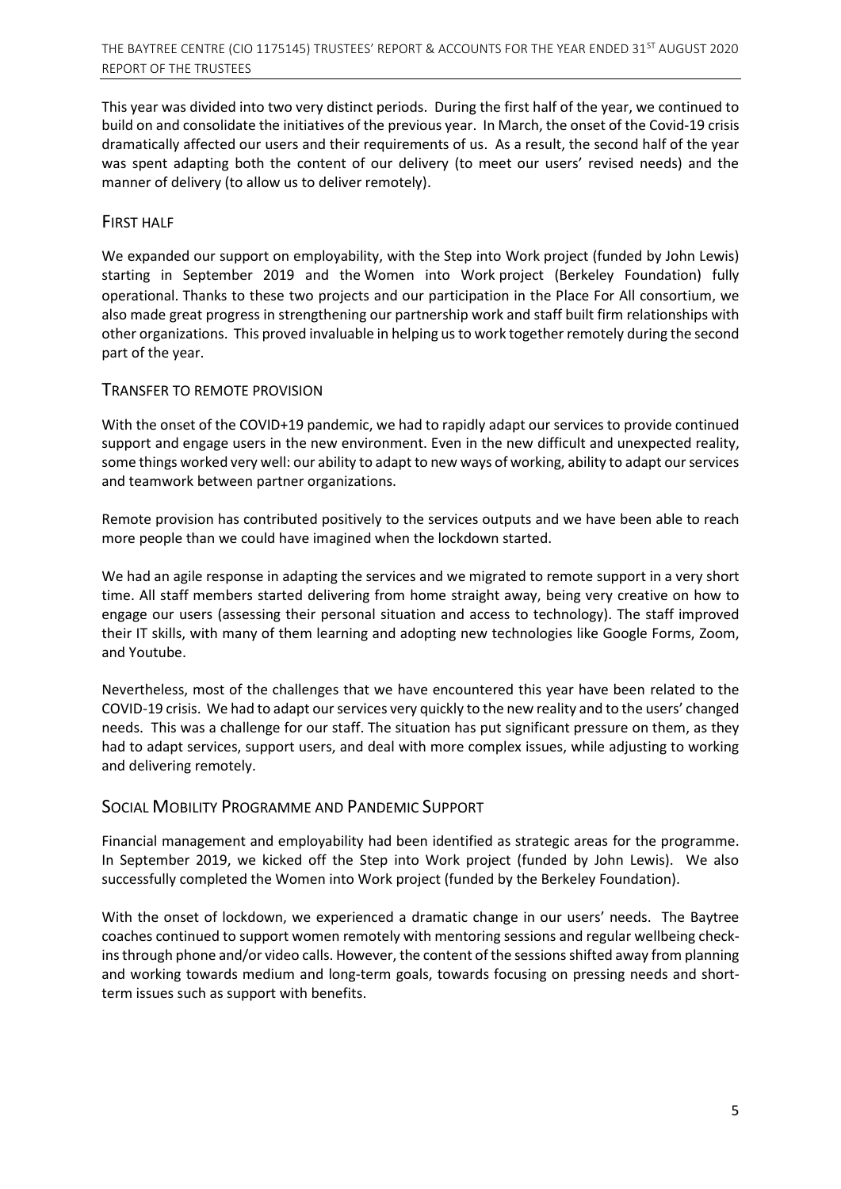This year was divided into two very distinct periods. During the first half of the year, we continued to build on and consolidate the initiatives of the previous year. In March, the onset of the Covid-19 crisis dramatically affected our users and their requirements of us. As a result, the second half of the year was spent adapting both the content of our delivery (to meet our users' revised needs) and the manner of delivery (to allow us to deliver remotely).

## FIRST HALF

We expanded our support on employability, with the Step into Work project (funded by John Lewis) starting in September 2019 and the Women into Work project (Berkeley Foundation) fully operational. Thanks to these two projects and our participation in the Place For All consortium, we also made great progress in strengthening our partnership work and staff built firm relationships with other organizations. This proved invaluable in helping us to work together remotely during the second part of the year.

## TRANSFER TO REMOTE PROVISION

With the onset of the COVID+19 pandemic, we had to rapidly adapt our services to provide continued support and engage users in the new environment. Even in the new difficult and unexpected reality, some things worked very well: our ability to adapt to new ways of working, ability to adapt our services and teamwork between partner organizations.

Remote provision has contributed positively to the services outputs and we have been able to reach more people than we could have imagined when the lockdown started.

We had an agile response in adapting the services and we migrated to remote support in a very short time. All staff members started delivering from home straight away, being very creative on how to engage our users (assessing their personal situation and access to technology). The staff improved their IT skills, with many of them learning and adopting new technologies like Google Forms, Zoom, and Youtube.

Nevertheless, most of the challenges that we have encountered this year have been related to the COVID-19 crisis. We had to adapt our services very quickly to the new reality and to the users' changed needs. This was a challenge for our staff. The situation has put significant pressure on them, as they had to adapt services, support users, and deal with more complex issues, while adjusting to working and delivering remotely.

## SOCIAL MOBILITY PROGRAMME AND PANDEMIC SUPPORT

Financial management and employability had been identified as strategic areas for the programme. In September 2019, we kicked off the Step into Work project (funded by John Lewis). We also successfully completed the Women into Work project (funded by the Berkeley Foundation).

With the onset of lockdown, we experienced a dramatic change in our users' needs. The Baytree coaches continued to support women remotely with mentoring sessions and regular wellbeing check-ins through phone and/or video calls. However, the content of the sessions shifted away from planning and working towards medium and long-term goals, towards focusing on pressing needs and short-term issues such as support with benefits.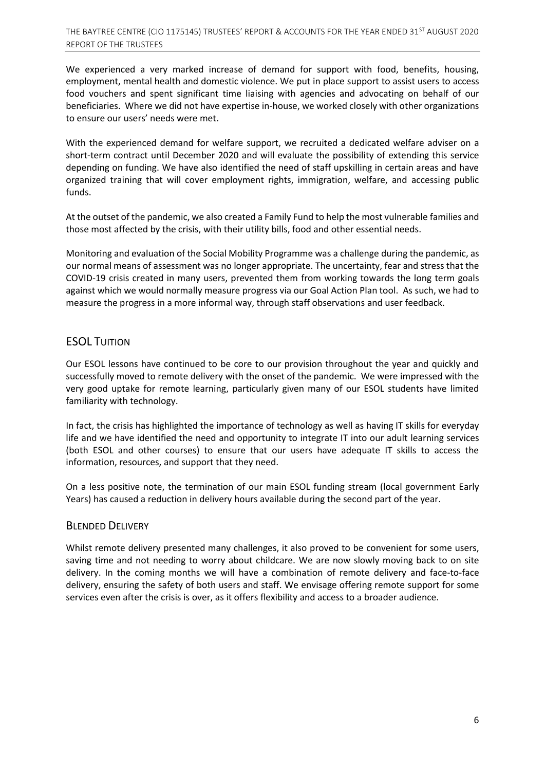We experienced a very marked increase of demand for support with food, benefits, housing, employment, mental health and domestic violence. We put in place support to assist users to access food vouchers and spent significant time liaising with agencies and advocating on behalf of our beneficiaries. Where we did not have expertise in-house, we worked closely with other organizations to ensure our users' needs were met.

With the experienced demand for welfare support, we recruited a dedicated welfare adviser on a short-term contract until December 2020 and will evaluate the possibility of extending this service depending on funding. We have also identified the need of staff upskilling in certain areas and have organized training that will cover employment rights, immigration, welfare, and accessing public funds.

At the outset of the pandemic, we also created a Family Fund to help the most vulnerable families and those most affected by the crisis, with their utility bills, food and other essential needs.

Monitoring and evaluation of the Social Mobility Programme was a challenge during the pandemic, as our normal means of assessment was no longer appropriate. The uncertainty, fear and stress that the COVID-19 crisis created in many users, prevented them from working towards the long term goals against which we would normally measure progress via our Goal Action Plan tool. As such, we had to measure the progress in a more informal way, through staff observations and user feedback.

## ESOL Tuition

Our ESOL lessons have continued to be core to our provision throughout the year and quickly and successfully moved to remote delivery with the onset of the pandemic. We were impressed with the very good uptake for remote learning, particularly given many of our ESOL students have limited familiarity with technology.

In fact, the crisis has highlighted the importance of technology as well as having IT skills for everyday life and we have identified the need and opportunity to integrate IT into our adult learning services (both ESOL and other courses) to ensure that our users have adequate IT skills to access the information, resources, and support that they need.

On a less positive note, the termination of our main ESOL funding stream (local government Early Years) has caused a reduction in delivery hours available during the second part of the year.

### Blended Delivery

Whilst remote delivery presented many challenges, it also proved to be convenient for some users, saving time and not needing to worry about childcare. We are now slowly moving back to on site delivery. In the coming months we will have a combination of remote delivery and face-to-face delivery, ensuring the safety of both users and staff. We envisage offering remote support for some services even after the crisis is over, as it offers flexibility and access to a broader audience.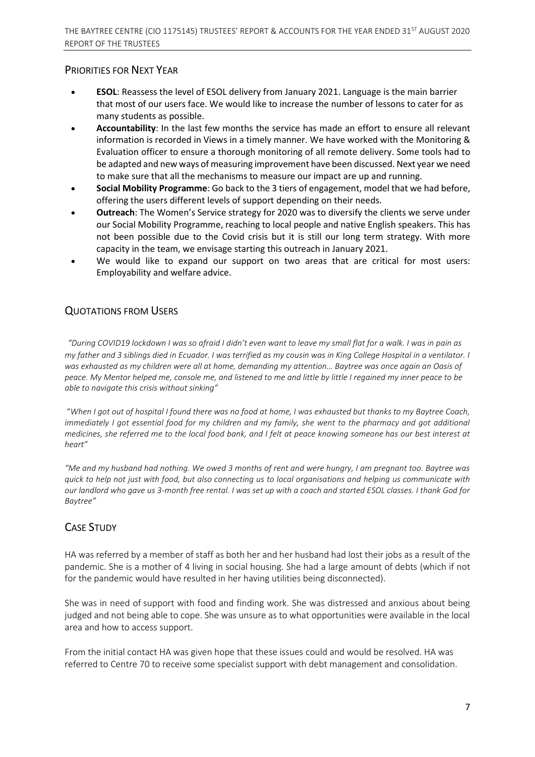## Priorities for Next Year

- **ESOL**: Reassess the level of ESOL delivery from January 2021. Language is the main barrier that most of our users face. We would like to increase the number of lessons to cater for as many students as possible.
- **Accountability**: In the last few months the service has made an effort to ensure all relevant information is recorded in Views in a timely manner. We have worked with the Monitoring & Evaluation officer to ensure a thorough monitoring of all remote delivery. Some tools had to be adapted and new ways of measuring improvement have been discussed. Next year we need to make sure that all the mechanisms to measure our impact are up and running.
- **Social Mobility Programme**: Go back to the 3 tiers of engagement, model that we had before, offering the users different levels of support depending on their needs.
- **Outreach**: The Women's Service strategy for 2020 was to diversify the clients we serve under our Social Mobility Programme, reaching to local people and native English speakers. This has not been possible due to the Covid crisis but it is still our long term strategy. With more capacity in the team, we envisage starting this outreach in January 2021.
- We would like to expand our support on two areas that are critical for most users: Employability and welfare advice.

## Quotations from Users

*"During COVID19 lockdown I was so afraid I didn't even want to leave my small flat for a walk. I was in pain as my father and 3 siblings died in Ecuador. I was terrified as my cousin was in King College Hospital in a ventilator. I was exhausted as my children were all at home, demanding my attention… Baytree was once again an Oasis of peace. My Mentor helped me, console me, and listened to me and little by little I regained my inner peace to be able to navigate this crisis without sinking"*

*"When I got out of hospital I found there was no food at home, I was exhausted but thanks to my Baytree Coach, immediately I got essential food for my children and my family, she went to the pharmacy and got additional medicines, she referred me to the local food bank, and I felt at peace knowing someone has our best interest at heart"*

*"Me and my husband had nothing. We owed 3 months of rent and were hungry, I am pregnant too. Baytree was quick to help not just with food, but also connecting us to local organisations and helping us communicate with our landlord who gave us 3-month free rental. I was set up with a coach and started ESOL classes. I thank God for Baytree"*

## Case Study

HA was referred by a member of staff as both her and her husband had lost their jobs as a result of the pandemic. She is a mother of 4 living in social housing. She had a large amount of debts (which if not for the pandemic would have resulted in her having utilities being disconnected).

She was in need of support with food and finding work. She was distressed and anxious about being judged and not being able to cope. She was unsure as to what opportunities were available in the local area and how to access support.

From the initial contact HA was given hope that these issues could and would be resolved. HA was referred to Centre 70 to receive some specialist support with debt management and consolidation.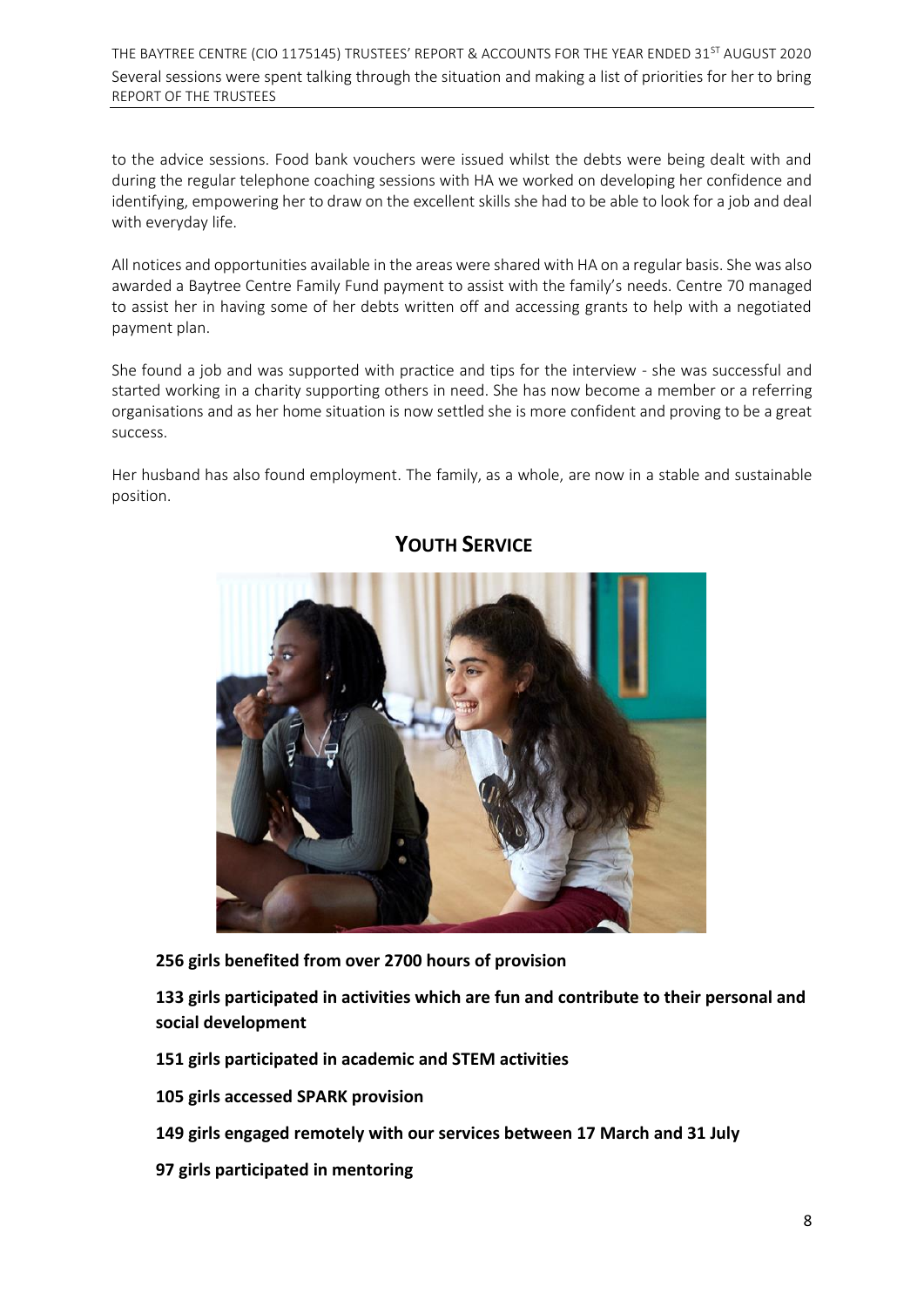Several sessions were spent talking through the situation and making a list of priorities for her to bring to the advice sessions. Food bank vouchers were issued whilst the debts were being dealt with and during the regular telephone coaching sessions with HA we worked on developing her confidence and identifying, empowering her to draw on the excellent skills she had to be able to look for a job and deal with everyday life.

All notices and opportunities available in the areas were shared with HA on a regular basis. She was also awarded a Baytree Centre Family Fund payment to assist with the family's needs. Centre 70 managed to assist her in having some of her debts written off and accessing grants to help with a negotiated payment plan.

She found a job and was supported with practice and tips for the interview - she was successful and started working in a charity supporting others in need. She has now become a member or a referring organisations and as her home situation is now settled she is more confident and proving to be a great success.

Her husband has also found employment. The family, as a whole, are now in a stable and sustainable position.

## YOUTH SERVICE

**256 girls benefited from over 2700 hours of provision**

**133 girls participated in activities which are fun and contribute to their personal and social development**

**151 girls participated in academic and STEM activities**

**105 girls accessed SPARK provision**

**149 girls engaged remotely with our services between 17 March and 31 July**

**97 girls participated in mentoring**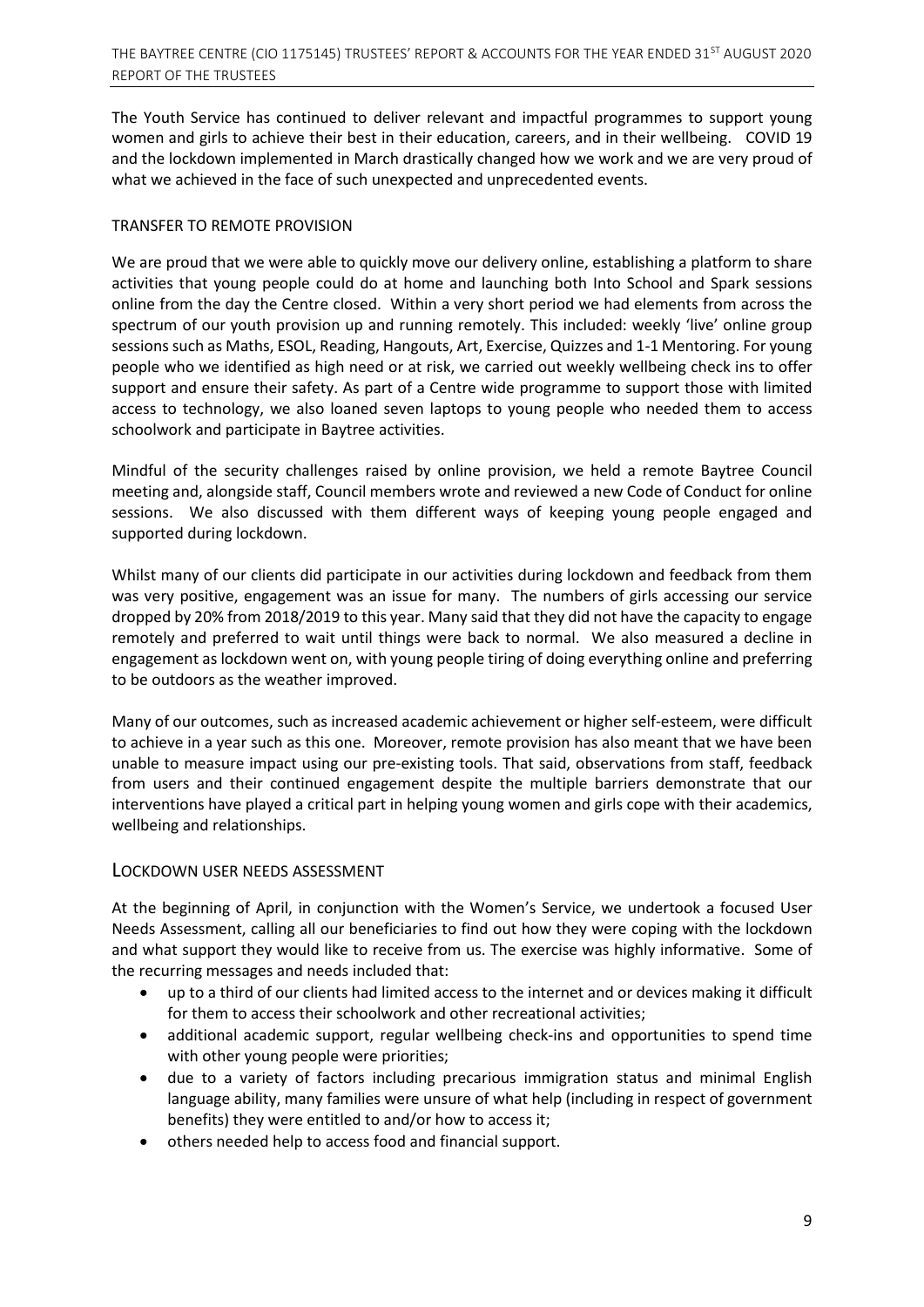The Youth Service has continued to deliver relevant and impactful programmes to support young women and girls to achieve their best in their education, careers, and in their wellbeing. COVID 19 and the lockdown implemented in March drastically changed how we work and we are very proud of what we achieved in the face of such unexpected and unprecedented events.

## TRANSFER TO REMOTE PROVISION

We are proud that we were able to quickly move our delivery online, establishing a platform to share activities that young people could do at home and launching both Into School and Spark sessions online from the day the Centre closed. Within a very short period we had elements from across the spectrum of our youth provision up and running remotely. This included: weekly 'live' online group sessions such as Maths, ESOL, Reading, Hangouts, Art, Exercise, Quizzes and 1-1 Mentoring. For young people who we identified as high need or at risk, we carried out weekly wellbeing check ins to offer support and ensure their safety. As part of a Centre wide programme to support those with limited access to technology, we also loaned seven laptops to young people who needed them to access schoolwork and participate in Baytree activities.

Mindful of the security challenges raised by online provision, we held a remote Baytree Council meeting and, alongside staff, Council members wrote and reviewed a new Code of Conduct for online sessions. We also discussed with them different ways of keeping young people engaged and supported during lockdown.

Whilst many of our clients did participate in our activities during lockdown and feedback from them was very positive, engagement was an issue for many. The numbers of girls accessing our service dropped by 20% from 2018/2019 to this year. Many said that they did not have the capacity to engage remotely and preferred to wait until things were back to normal. We also measured a decline in engagement as lockdown went on, with young people tiring of doing everything online and preferring to be outdoors as the weather improved.

Many of our outcomes, such as increased academic achievement or higher self-esteem, were difficult to achieve in a year such as this one. Moreover, remote provision has also meant that we have been unable to measure impact using our pre-existing tools. That said, observations from staff, feedback from users and their continued engagement despite the multiple barriers demonstrate that our interventions have played a critical part in helping young women and girls cope with their academics, wellbeing and relationships.

## LOCKDOWN USER NEEDS ASSESSMENT

At the beginning of April, in conjunction with the Women's Service, we undertook a focused User Needs Assessment, calling all our beneficiaries to find out how they were coping with the lockdown and what support they would like to receive from us. The exercise was highly informative. Some of the recurring messages and needs included that:

- up to a third of our clients had limited access to the internet and or devices making it difficult for them to access their schoolwork and other recreational activities;
- additional academic support, regular wellbeing check-ins and opportunities to spend time with other young people were priorities;
- due to a variety of factors including precarious immigration status and minimal English language ability, many families were unsure of what help (including in respect of government benefits) they were entitled to and/or how to access it;
- others needed help to access food and financial support.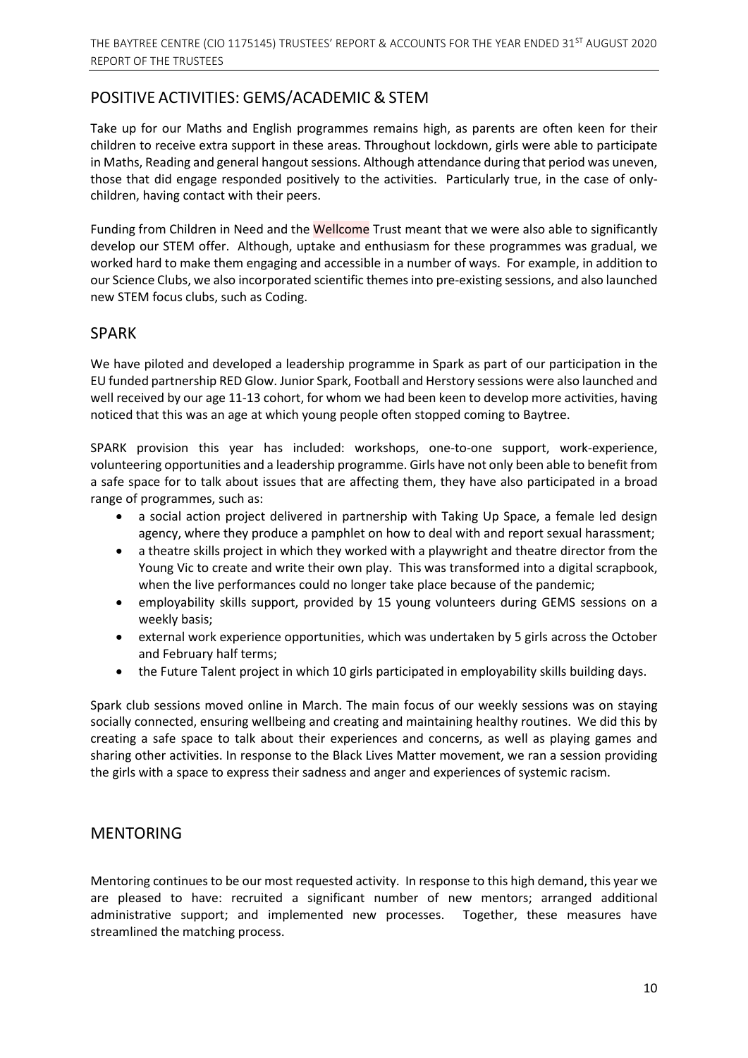## POSITIVE ACTIVITIES: GEMS/ACADEMIC & STEM

Take up for our Maths and English programmes remains high, as parents are often keen for their children to receive extra support in these areas. Throughout lockdown, girls were able to participate in Maths, Reading and general hangout sessions. Although attendance during that period was uneven, those that did engage responded positively to the activities. Particularly true, in the case of only-children, having contact with their peers.

Funding from Children in Need and the Wellcome Trust meant that we were also able to significantly develop our STEM offer. Although, uptake and enthusiasm for these programmes was gradual, we worked hard to make them engaging and accessible in a number of ways. For example, in addition to our Science Clubs, we also incorporated scientific themes into pre-existing sessions, and also launched new STEM focus clubs, such as Coding.

## SPARK

We have piloted and developed a leadership programme in Spark as part of our participation in the EU funded partnership RED Glow. Junior Spark, Football and Herstory sessions were also launched and well received by our age 11-13 cohort, for whom we had been keen to develop more activities, having noticed that this was an age at which young people often stopped coming to Baytree.

SPARK provision this year has included: workshops, one-to-one support, work-experience, volunteering opportunities and a leadership programme. Girls have not only been able to benefit from a safe space for to talk about issues that are affecting them, they have also participated in a broad range of programmes, such as:

- a social action project delivered in partnership with Taking Up Space, a female led design agency, where they produce a pamphlet on how to deal with and report sexual harassment;
- a theatre skills project in which they worked with a playwright and theatre director from the Young Vic to create and write their own play. This was transformed into a digital scrapbook, when the live performances could no longer take place because of the pandemic;
- employability skills support, provided by 15 young volunteers during GEMS sessions on a weekly basis;
- external work experience opportunities, which was undertaken by 5 girls across the October and February half terms;
- the Future Talent project in which 10 girls participated in employability skills building days.

Spark club sessions moved online in March. The main focus of our weekly sessions was on staying socially connected, ensuring wellbeing and creating and maintaining healthy routines. We did this by creating a safe space to talk about their experiences and concerns, as well as playing games and sharing other activities. In response to the Black Lives Matter movement, we ran a session providing the girls with a space to express their sadness and anger and experiences of systemic racism.

## MENTORING

Mentoring continues to be our most requested activity. In response to this high demand, this year we are pleased to have: recruited a significant number of new mentors; arranged additional administrative support; and implemented new processes. Together, these measures have streamlined the matching process.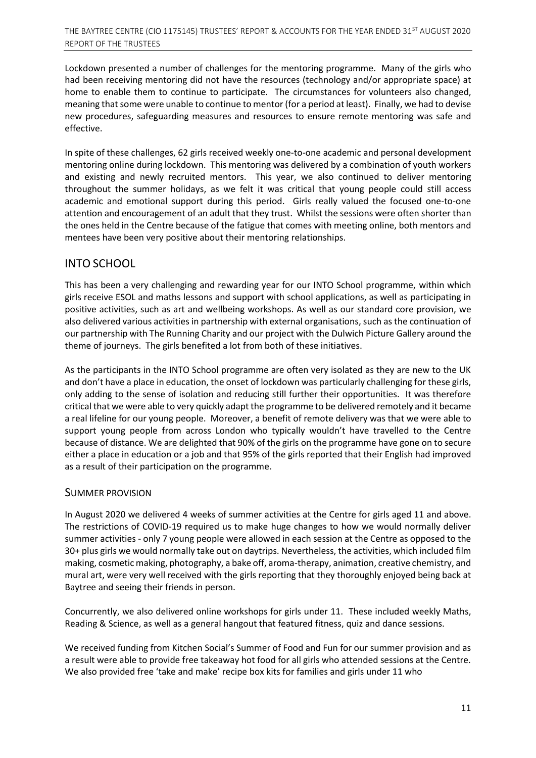Lockdown presented a number of challenges for the mentoring programme. Many of the girls who had been receiving mentoring did not have the resources (technology and/or appropriate space) at home to enable them to continue to participate. The circumstances for volunteers also changed, meaning that some were unable to continue to mentor (for a period at least). Finally, we had to devise new procedures, safeguarding measures and resources to ensure remote mentoring was safe and effective.

In spite of these challenges, 62 girls received weekly one-to-one academic and personal development mentoring online during lockdown. This mentoring was delivered by a combination of youth workers and existing and newly recruited mentors. This year, we also continued to deliver mentoring throughout the summer holidays, as we felt it was critical that young people could still access academic and emotional support during this period. Girls really valued the focused one-to-one attention and encouragement of an adult that they trust. Whilst the sessions were often shorter than the ones held in the Centre because of the fatigue that comes with meeting online, both mentors and mentees have been very positive about their mentoring relationships.

## INTO SCHOOL

This has been a very challenging and rewarding year for our INTO School programme, within which girls receive ESOL and maths lessons and support with school applications, as well as participating in positive activities, such as art and wellbeing workshops. As well as our standard core provision, we also delivered various activities in partnership with external organisations, such as the continuation of our partnership with The Running Charity and our project with the Dulwich Picture Gallery around the theme of journeys. The girls benefited a lot from both of these initiatives.

As the participants in the INTO School programme are often very isolated as they are new to the UK and don't have a place in education, the onset of lockdown was particularly challenging for these girls, only adding to the sense of isolation and reducing still further their opportunities. It was therefore critical that we were able to very quickly adapt the programme to be delivered remotely and it became a real lifeline for our young people. Moreover, a benefit of remote delivery was that we were able to support young people from across London who typically wouldn't have travelled to the Centre because of distance. We are delighted that 90% of the girls on the programme have gone on to secure either a place in education or a job and that 95% of the girls reported that their English had improved as a result of their participation on the programme.

### SUMMER PROVISION

In August 2020 we delivered 4 weeks of summer activities at the Centre for girls aged 11 and above. The restrictions of COVID-19 required us to make huge changes to how we would normally deliver summer activities - only 7 young people were allowed in each session at the Centre as opposed to the 30+ plus girls we would normally take out on daytrips. Nevertheless, the activities, which included film making, cosmetic making, photography, a bake off, aroma-therapy, animation, creative chemistry, and mural art, were very well received with the girls reporting that they thoroughly enjoyed being back at Baytree and seeing their friends in person.

Concurrently, we also delivered online workshops for girls under 11. These included weekly Maths, Reading & Science, as well as a general hangout that featured fitness, quiz and dance sessions.

We received funding from Kitchen Social's Summer of Food and Fun for our summer provision and as a result were able to provide free takeaway hot food for all girls who attended sessions at the Centre. We also provided free 'take and make' recipe box kits for families and girls under 11 who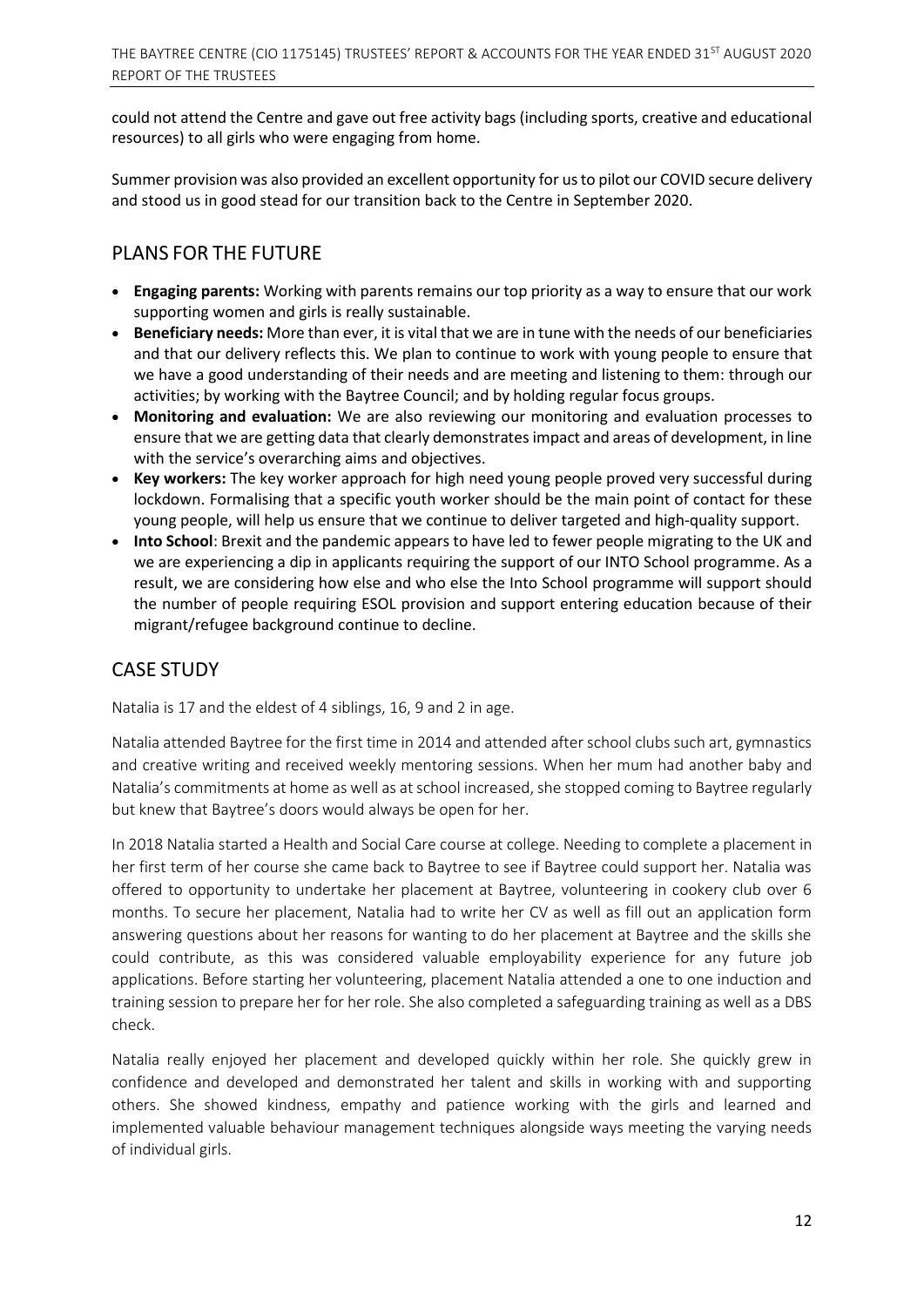could not attend the Centre and gave out free activity bags (including sports, creative and educational resources) to all girls who were engaging from home.

Summer provision was also provided an excellent opportunity for us to pilot our COVID secure delivery and stood us in good stead for our transition back to the Centre in September 2020.

## PLANS FOR THE FUTURE

- **Engaging parents:** Working with parents remains our top priority as a way to ensure that our work supporting women and girls is really sustainable.
- **Beneficiary needs:** More than ever, it is vital that we are in tune with the needs of our beneficiaries and that our delivery reflects this. We plan to continue to work with young people to ensure that we have a good understanding of their needs and are meeting and listening to them: through our activities; by working with the Baytree Council; and by holding regular focus groups.
- **Monitoring and evaluation:** We are also reviewing our monitoring and evaluation processes to ensure that we are getting data that clearly demonstrates impact and areas of development, in line with the service's overarching aims and objectives.
- **Key workers:** The key worker approach for high need young people proved very successful during lockdown. Formalising that a specific youth worker should be the main point of contact for these young people, will help us ensure that we continue to deliver targeted and high-quality support.
- **Into School**: Brexit and the pandemic appears to have led to fewer people migrating to the UK and we are experiencing a dip in applicants requiring the support of our INTO School programme. As a result, we are considering how else and who else the Into School programme will support should the number of people requiring ESOL provision and support entering education because of their migrant/refugee background continue to decline.

## CASE STUDY

Natalia is 17 and the eldest of 4 siblings, 16, 9 and 2 in age.

Natalia attended Baytree for the first time in 2014 and attended after school clubs such art, gymnastics and creative writing and received weekly mentoring sessions. When her mum had another baby and Natalia's commitments at home as well as at school increased, she stopped coming to Baytree regularly but knew that Baytree's doors would always be open for her.

In 2018 Natalia started a Health and Social Care course at college. Needing to complete a placement in her first term of her course she came back to Baytree to see if Baytree could support her. Natalia was offered to opportunity to undertake her placement at Baytree, volunteering in cookery club over 6 months. To secure her placement, Natalia had to write her CV as well as fill out an application form answering questions about her reasons for wanting to do her placement at Baytree and the skills she could contribute, as this was considered valuable employability experience for any future job applications. Before starting her volunteering, placement Natalia attended a one to one induction and training session to prepare her for her role. She also completed a safeguarding training as well as a DBS check.

Natalia really enjoyed her placement and developed quickly within her role. She quickly grew in confidence and developed and demonstrated her talent and skills in working with and supporting others. She showed kindness, empathy and patience working with the girls and learned and implemented valuable behaviour management techniques alongside ways meeting the varying needs of individual girls.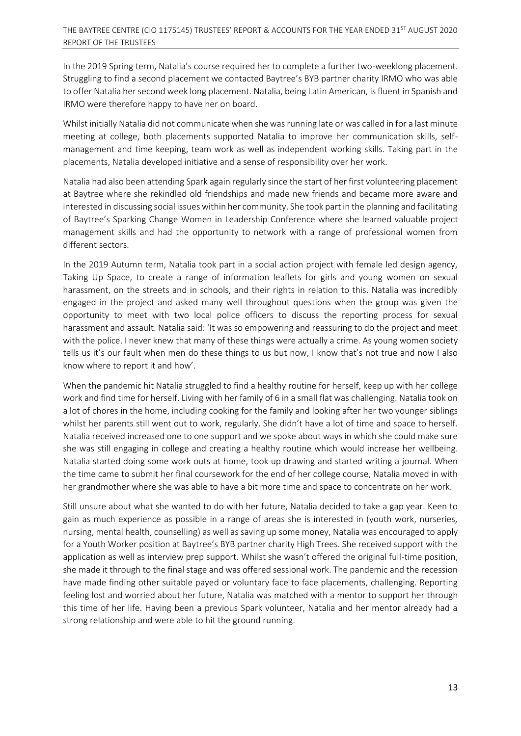In the 2019 Spring term, Natalia's course required her to complete a further two-weeklong placement. Struggling to find a second placement we contacted Baytree's BYB partner charity IRMO who was able to offer Natalia her second week long placement. Natalia, being Latin American, is fluent in Spanish and IRMO were therefore happy to have her on board.

Whilst initially Natalia did not communicate when she was running late or was called in for a last minute meeting at college, both placements supported Natalia to improve her communication skills, self-management and time keeping, team work as well as independent working skills. Taking part in the placements, Natalia developed initiative and a sense of responsibility over her work.

Natalia had also been attending Spark again regularly since the start of her first volunteering placement at Baytree where she rekindled old friendships and made new friends and became more aware and interested in discussing social issues within her community. She took part in the planning and facilitating of Baytree's Sparking Change Women in Leadership Conference where she learned valuable project management skills and had the opportunity to network with a range of professional women from different sectors.

In the 2019 Autumn term, Natalia took part in a social action project with female led design agency, Taking Up Space, to create a range of information leaflets for girls and young women on sexual harassment, on the streets and in schools, and their rights in relation to this. Natalia was incredibly engaged in the project and asked many well throughout questions when the group was given the opportunity to meet with two local police officers to discuss the reporting process for sexual harassment and assault. Natalia said: 'It was so empowering and reassuring to do the project and meet with the police. I never knew that many of these things were actually a crime. As young women society tells us it's our fault when men do these things to us but now, I know that's not true and now I also know where to report it and how'.

When the pandemic hit Natalia struggled to find a healthy routine for herself, keep up with her college work and find time for herself. Living with her family of 6 in a small flat was challenging. Natalia took on a lot of chores in the home, including cooking for the family and looking after her two younger siblings whilst her parents still went out to work, regularly. She didn't have a lot of time and space to herself. Natalia received increased one to one support and we spoke about ways in which she could make sure she was still engaging in college and creating a healthy routine which would increase her wellbeing. Natalia started doing some work outs at home, took up drawing and started writing a journal. When the time came to submit her final coursework for the end of her college course, Natalia moved in with her grandmother where she was able to have a bit more time and space to concentrate on her work.

Still unsure about what she wanted to do with her future, Natalia decided to take a gap year. Keen to gain as much experience as possible in a range of areas she is interested in (youth work, nurseries, nursing, mental health, counselling) as well as saving up some money, Natalia was encouraged to apply for a Youth Worker position at Baytree's BYB partner charity High Trees. She received support with the application as well as interview prep support. Whilst she wasn't offered the original full-time position, she made it through to the final stage and was offered sessional work. The pandemic and the recession have made finding other suitable payed or voluntary face to face placements, challenging. Reporting feeling lost and worried about her future, Natalia was matched with a mentor to support her through this time of her life. Having been a previous Spark volunteer, Natalia and her mentor already had a strong relationship and were able to hit the ground running.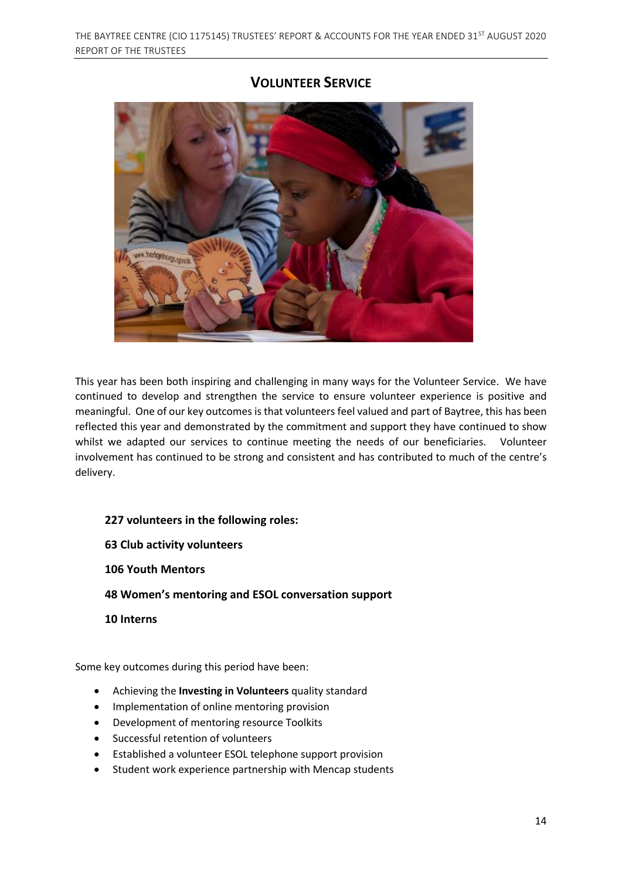## VOLUNTEER SERVICE

This year has been both inspiring and challenging in many ways for the Volunteer Service. We have continued to develop and strengthen the service to ensure volunteer experience is positive and meaningful. One of our key outcomes is that volunteers feel valued and part of Baytree, this has been reflected this year and demonstrated by the commitment and support they have continued to show whilst we adapted our services to continue meeting the needs of our beneficiaries. Volunteer involvement has continued to be strong and consistent and has contributed to much of the centre's delivery.

**227 volunteers in the following roles:**

**63 Club activity volunteers**

**106 Youth Mentors**

**48 Women's mentoring and ESOL conversation support**

**10 Interns**

Some key outcomes during this period have been:

- Achieving the **Investing in Volunteers** quality standard
- Implementation of online mentoring provision
- Development of mentoring resource Toolkits
- Successful retention of volunteers
- Established a volunteer ESOL telephone support provision
- Student work experience partnership with Mencap students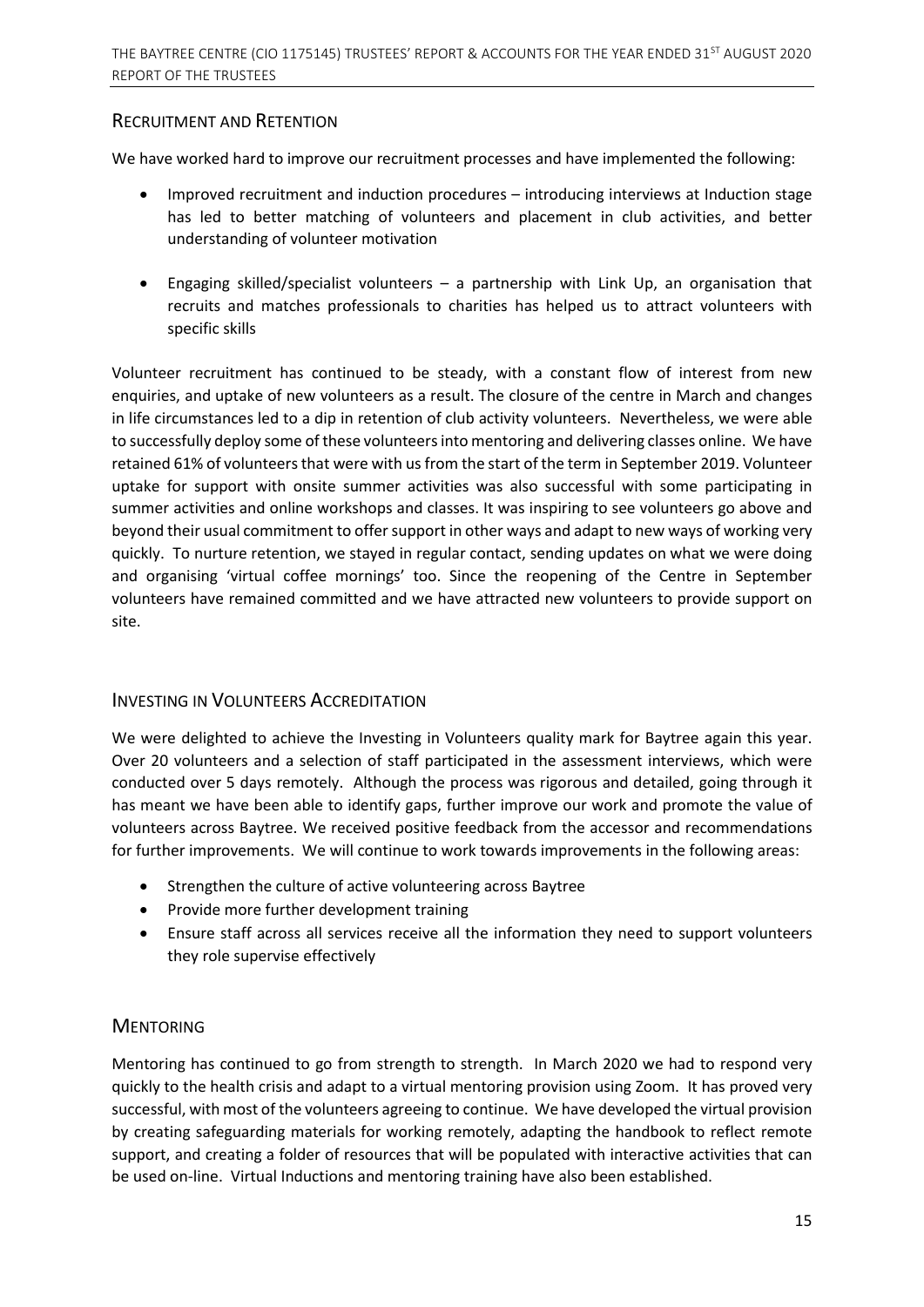## Recruitment and Retention

We have worked hard to improve our recruitment processes and have implemented the following:

- Improved recruitment and induction procedures – introducing interviews at Induction stage has led to better matching of volunteers and placement in club activities, and better understanding of volunteer motivation

- Engaging skilled/specialist volunteers – a partnership with Link Up, an organisation that recruits and matches professionals to charities has helped us to attract volunteers with specific skills

Volunteer recruitment has continued to be steady, with a constant flow of interest from new enquiries, and uptake of new volunteers as a result. The closure of the centre in March and changes in life circumstances led to a dip in retention of club activity volunteers. Nevertheless, we were able to successfully deploy some of these volunteers into mentoring and delivering classes online. We have retained 61% of volunteers that were with us from the start of the term in September 2019. Volunteer uptake for support with onsite summer activities was also successful with some participating in summer activities and online workshops and classes. It was inspiring to see volunteers go above and beyond their usual commitment to offer support in other ways and adapt to new ways of working very quickly. To nurture retention, we stayed in regular contact, sending updates on what we were doing and organising 'virtual coffee mornings' too. Since the reopening of the Centre in September volunteers have remained committed and we have attracted new volunteers to provide support on site.

## Investing in Volunteers Accreditation

We were delighted to achieve the Investing in Volunteers quality mark for Baytree again this year. Over 20 volunteers and a selection of staff participated in the assessment interviews, which were conducted over 5 days remotely. Although the process was rigorous and detailed, going through it has meant we have been able to identify gaps, further improve our work and promote the value of volunteers across Baytree. We received positive feedback from the accessor and recommendations for further improvements. We will continue to work towards improvements in the following areas:

- Strengthen the culture of active volunteering across Baytree
- Provide more further development training
- Ensure staff across all services receive all the information they need to support volunteers they role supervise effectively

## Mentoring

Mentoring has continued to go from strength to strength. In March 2020 we had to respond very quickly to the health crisis and adapt to a virtual mentoring provision using Zoom. It has proved very successful, with most of the volunteers agreeing to continue. We have developed the virtual provision by creating safeguarding materials for working remotely, adapting the handbook to reflect remote support, and creating a folder of resources that will be populated with interactive activities that can be used on-line. Virtual Inductions and mentoring training have also been established.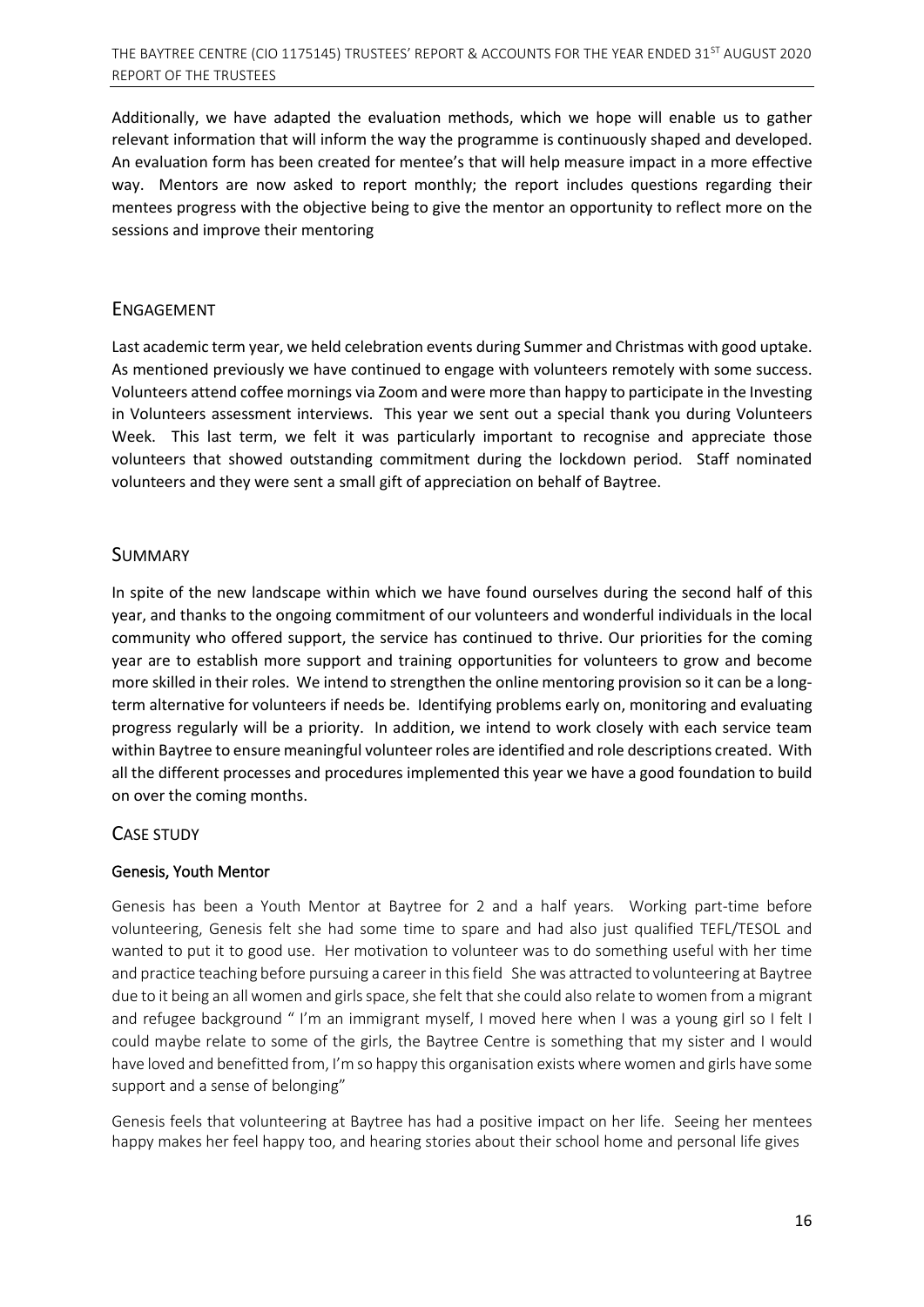Additionally, we have adapted the evaluation methods, which we hope will enable us to gather relevant information that will inform the way the programme is continuously shaped and developed. An evaluation form has been created for mentee's that will help measure impact in a more effective way. Mentors are now asked to report monthly; the report includes questions regarding their mentees progress with the objective being to give the mentor an opportunity to reflect more on the sessions and improve their mentoring

## ENGAGEMENT

Last academic term year, we held celebration events during Summer and Christmas with good uptake. As mentioned previously we have continued to engage with volunteers remotely with some success. Volunteers attend coffee mornings via Zoom and were more than happy to participate in the Investing in Volunteers assessment interviews. This year we sent out a special thank you during Volunteers Week. This last term, we felt it was particularly important to recognise and appreciate those volunteers that showed outstanding commitment during the lockdown period. Staff nominated volunteers and they were sent a small gift of appreciation on behalf of Baytree.

## SUMMARY

In spite of the new landscape within which we have found ourselves during the second half of this year, and thanks to the ongoing commitment of our volunteers and wonderful individuals in the local community who offered support, the service has continued to thrive. Our priorities for the coming year are to establish more support and training opportunities for volunteers to grow and become more skilled in their roles. We intend to strengthen the online mentoring provision so it can be a long-term alternative for volunteers if needs be. Identifying problems early on, monitoring and evaluating progress regularly will be a priority. In addition, we intend to work closely with each service team within Baytree to ensure meaningful volunteer roles are identified and role descriptions created. With all the different processes and procedures implemented this year we have a good foundation to build on over the coming months.

## CASE STUDY

### Genesis, Youth Mentor

Genesis has been a Youth Mentor at Baytree for 2 and a half years. Working part-time before volunteering, Genesis felt she had some time to spare and had also just qualified TEFL/TESOL and wanted to put it to good use. Her motivation to volunteer was to do something useful with her time and practice teaching before pursuing a career in this field She was attracted to volunteering at Baytree due to it being an all women and girls space, she felt that she could also relate to women from a migrant and refugee background " I'm an immigrant myself, I moved here when I was a young girl so I felt I could maybe relate to some of the girls, the Baytree Centre is something that my sister and I would have loved and benefitted from, I'm so happy this organisation exists where women and girls have some support and a sense of belonging"

Genesis feels that volunteering at Baytree has had a positive impact on her life. Seeing her mentees happy makes her feel happy too, and hearing stories about their school home and personal life gives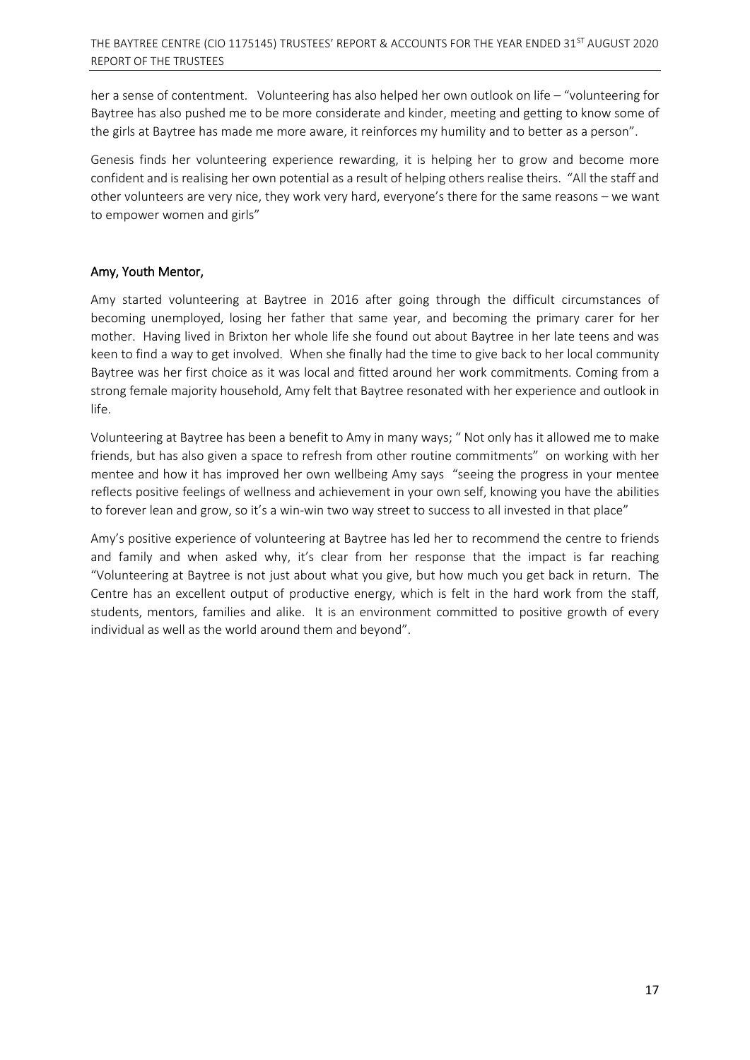her a sense of contentment. Volunteering has also helped her own outlook on life – "volunteering for Baytree has also pushed me to be more considerate and kinder, meeting and getting to know some of the girls at Baytree has made me more aware, it reinforces my humility and to better as a person".

Genesis finds her volunteering experience rewarding, it is helping her to grow and become more confident and is realising her own potential as a result of helping others realise theirs. "All the staff and other volunteers are very nice, they work very hard, everyone's there for the same reasons – we want to empower women and girls"

### Amy, Youth Mentor,

Amy started volunteering at Baytree in 2016 after going through the difficult circumstances of becoming unemployed, losing her father that same year, and becoming the primary carer for her mother. Having lived in Brixton her whole life she found out about Baytree in her late teens and was keen to find a way to get involved. When she finally had the time to give back to her local community Baytree was her first choice as it was local and fitted around her work commitments. Coming from a strong female majority household, Amy felt that Baytree resonated with her experience and outlook in life.

Volunteering at Baytree has been a benefit to Amy in many ways; " Not only has it allowed me to make friends, but has also given a space to refresh from other routine commitments" on working with her mentee and how it has improved her own wellbeing Amy says "seeing the progress in your mentee reflects positive feelings of wellness and achievement in your own self, knowing you have the abilities to forever lean and grow, so it's a win-win two way street to success to all invested in that place"

Amy's positive experience of volunteering at Baytree has led her to recommend the centre to friends and family and when asked why, it's clear from her response that the impact is far reaching "Volunteering at Baytree is not just about what you give, but how much you get back in return. The Centre has an excellent output of productive energy, which is felt in the hard work from the staff, students, mentors, families and alike. It is an environment committed to positive growth of every individual as well as the world around them and beyond".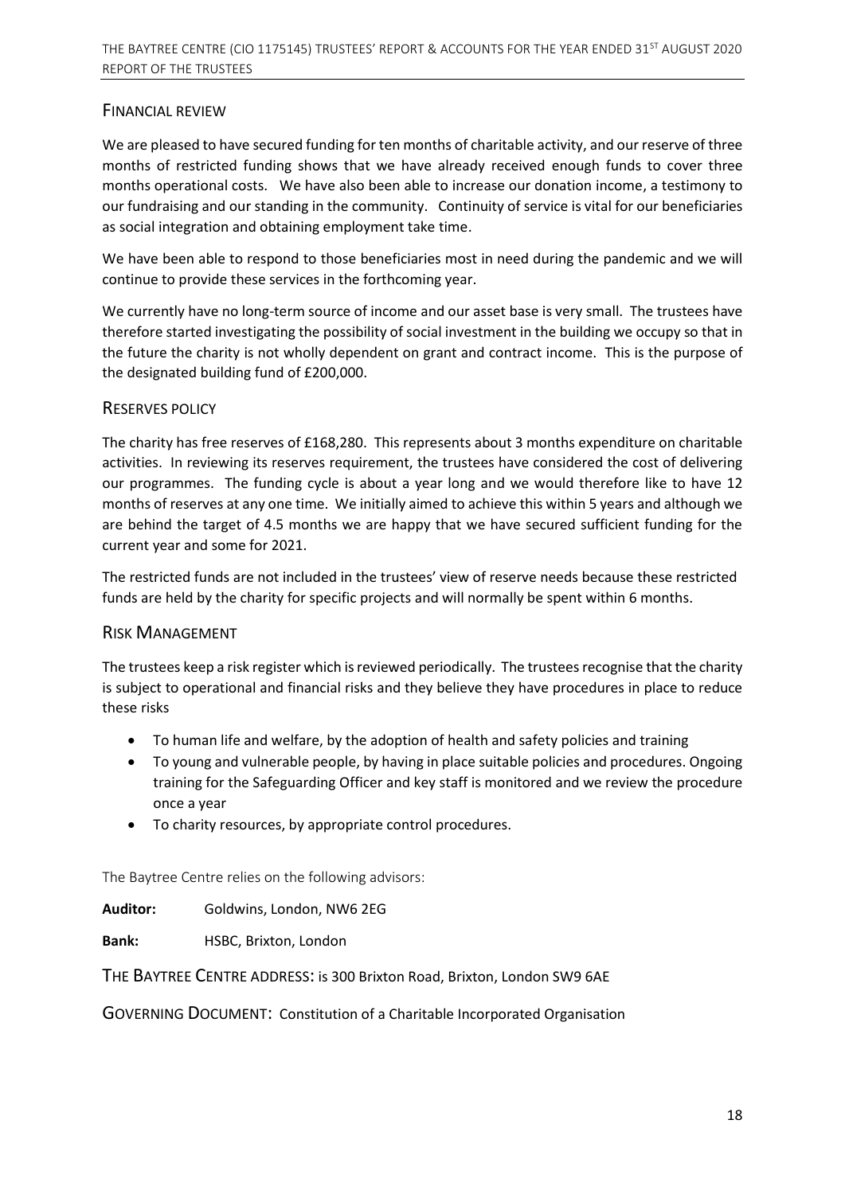## Financial review

We are pleased to have secured funding for ten months of charitable activity, and our reserve of three months of restricted funding shows that we have already received enough funds to cover three months operational costs. We have also been able to increase our donation income, a testimony to our fundraising and our standing in the community. Continuity of service is vital for our beneficiaries as social integration and obtaining employment take time.

We have been able to respond to those beneficiaries most in need during the pandemic and we will continue to provide these services in the forthcoming year.

We currently have no long-term source of income and our asset base is very small. The trustees have therefore started investigating the possibility of social investment in the building we occupy so that in the future the charity is not wholly dependent on grant and contract income. This is the purpose of the designated building fund of £200,000.

## Reserves policy

The charity has free reserves of £168,280. This represents about 3 months expenditure on charitable activities. In reviewing its reserves requirement, the trustees have considered the cost of delivering our programmes. The funding cycle is about a year long and we would therefore like to have 12 months of reserves at any one time. We initially aimed to achieve this within 5 years and although we are behind the target of 4.5 months we are happy that we have secured sufficient funding for the current year and some for 2021.

The restricted funds are not included in the trustees' view of reserve needs because these restricted funds are held by the charity for specific projects and will normally be spent within 6 months.

## Risk Management

The trustees keep a risk register which is reviewed periodically. The trustees recognise that the charity is subject to operational and financial risks and they believe they have procedures in place to reduce these risks

- To human life and welfare, by the adoption of health and safety policies and training
- To young and vulnerable people, by having in place suitable policies and procedures. Ongoing training for the Safeguarding Officer and key staff is monitored and we review the procedure once a year
- To charity resources, by appropriate control procedures.

The Baytree Centre relies on the following advisors:

**Auditor:** Goldwins, London, NW6 2EG

**Bank:** HSBC, Brixton, London

THE BAYTREE CENTRE ADDRESS: is 300 Brixton Road, Brixton, London SW9 6AE

GOVERNING DOCUMENT: Constitution of a Charitable Incorporated Organisation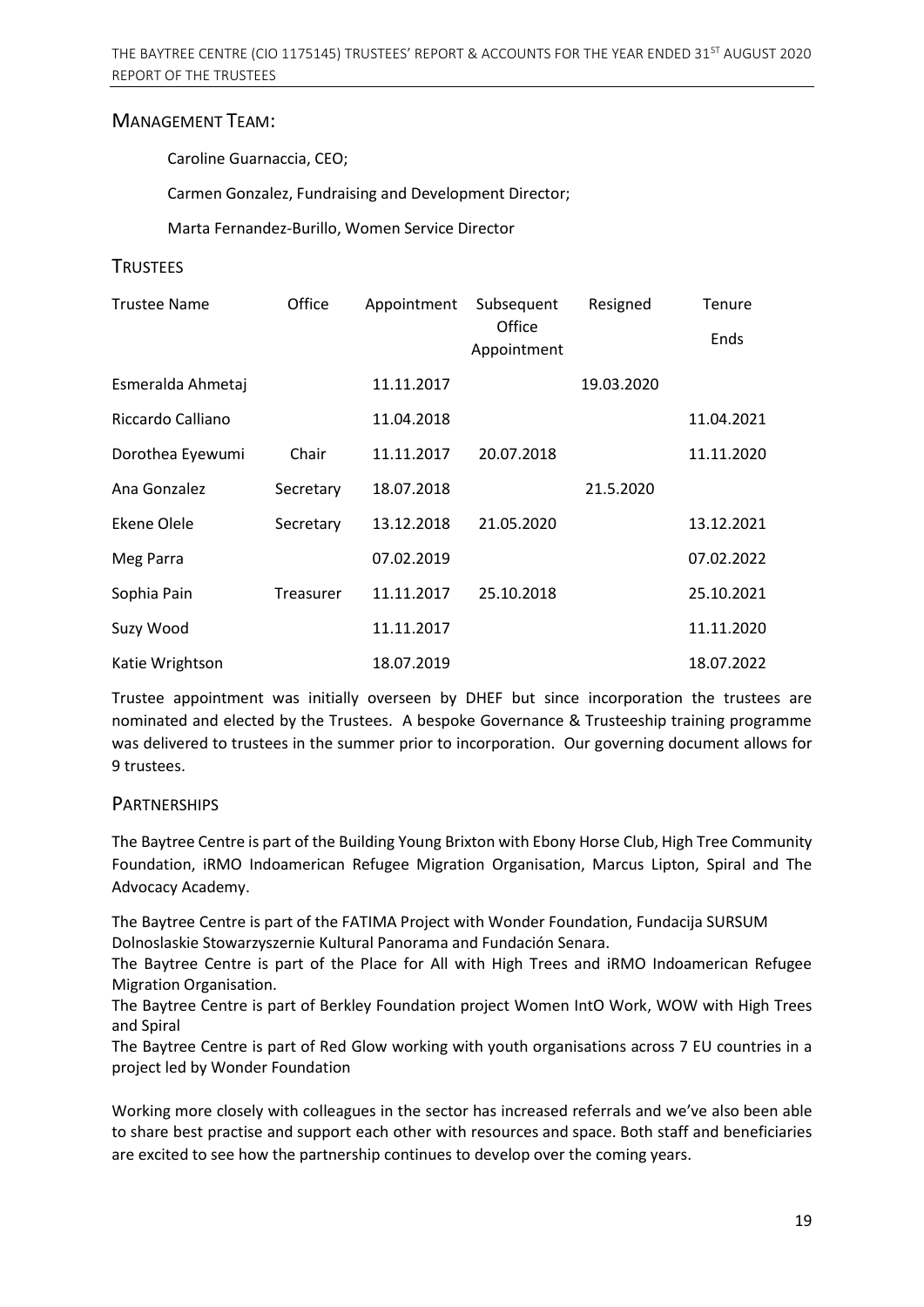## Management Team:

Caroline Guarnaccia, CEO;

Carmen Gonzalez, Fundraising and Development Director;

Marta Fernandez-Burillo, Women Service Director

## Trustees

| Trustee Name | Office | Appointment | Subsequent Office Appointment | Resigned | Tenure Ends |
|---|---|---|---|---|---|
| Esmeralda Ahmetaj | | 11.11.2017 | | 19.03.2020 | |
| Riccardo Calliano | | 11.04.2018 | | | 11.04.2021 |
| Dorothea Eyewumi | Chair | 11.11.2017 | 20.07.2018 | | 11.11.2020 |
| Ana Gonzalez | Secretary | 18.07.2018 | | 21.5.2020 | |
| Ekene Olele | Secretary | 13.12.2018 | 21.05.2020 | | 13.12.2021 |
| Meg Parra | | 07.02.2019 | | | 07.02.2022 |
| Sophia Pain | Treasurer | 11.11.2017 | 25.10.2018 | | 25.10.2021 |
| Suzy Wood | | 11.11.2017 | | | 11.11.2020 |
| Katie Wrightson | | 18.07.2019 | | | 18.07.2022 |

Trustee appointment was initially overseen by DHEF but since incorporation the trustees are nominated and elected by the Trustees. A bespoke Governance & Trusteeship training programme was delivered to trustees in the summer prior to incorporation. Our governing document allows for 9 trustees.

## Partnerships

The Baytree Centre is part of the Building Young Brixton with Ebony Horse Club, High Tree Community Foundation, iRMO Indoamerican Refugee Migration Organisation, Marcus Lipton, Spiral and The Advocacy Academy.

The Baytree Centre is part of the FATIMA Project with Wonder Foundation, Fundacija SURSUM Dolnoslaskie Stowarzyszernie Kultural Panorama and Fundación Senara.

The Baytree Centre is part of the Place for All with High Trees and iRMO Indoamerican Refugee Migration Organisation.

The Baytree Centre is part of Berkley Foundation project Women IntO Work, WOW with High Trees and Spiral

The Baytree Centre is part of Red Glow working with youth organisations across 7 EU countries in a project led by Wonder Foundation

Working more closely with colleagues in the sector has increased referrals and we've also been able to share best practise and support each other with resources and space. Both staff and beneficiaries are excited to see how the partnership continues to develop over the coming years.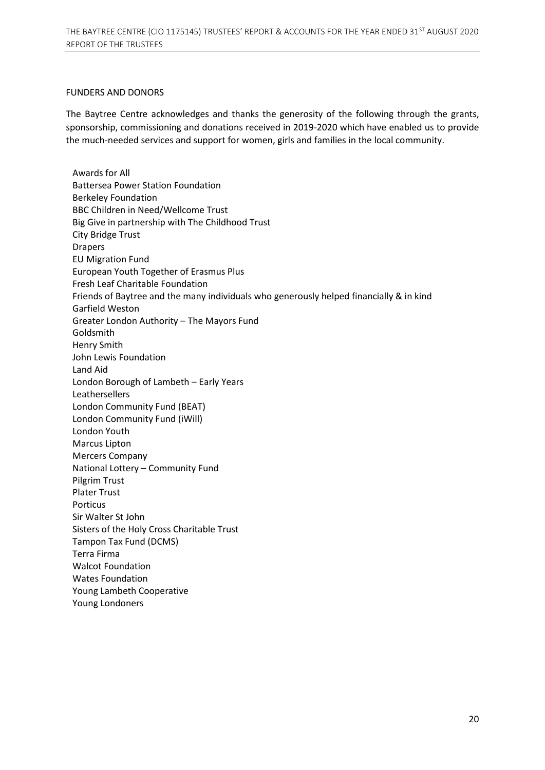## FUNDERS AND DONORS

The Baytree Centre acknowledges and thanks the generosity of the following through the grants, sponsorship, commissioning and donations received in 2019-2020 which have enabled us to provide the much-needed services and support for women, girls and families in the local community.

Awards for All
Battersea Power Station Foundation
Berkeley Foundation
BBC Children in Need/Wellcome Trust
Big Give in partnership with The Childhood Trust
City Bridge Trust
Drapers
EU Migration Fund
European Youth Together of Erasmus Plus
Fresh Leaf Charitable Foundation
Friends of Baytree and the many individuals who generously helped financially & in kind
Garfield Weston
Greater London Authority – The Mayors Fund
Goldsmith
Henry Smith
John Lewis Foundation
Land Aid
London Borough of Lambeth – Early Years
Leathersellers
London Community Fund (BEAT)
London Community Fund (iWill)
London Youth
Marcus Lipton
Mercers Company
National Lottery – Community Fund
Pilgrim Trust
Plater Trust
Porticus
Sir Walter St John
Sisters of the Holy Cross Charitable Trust
Tampon Tax Fund (DCMS)
Terra Firma
Walcot Foundation
Wates Foundation
Young Lambeth Cooperative
Young Londoners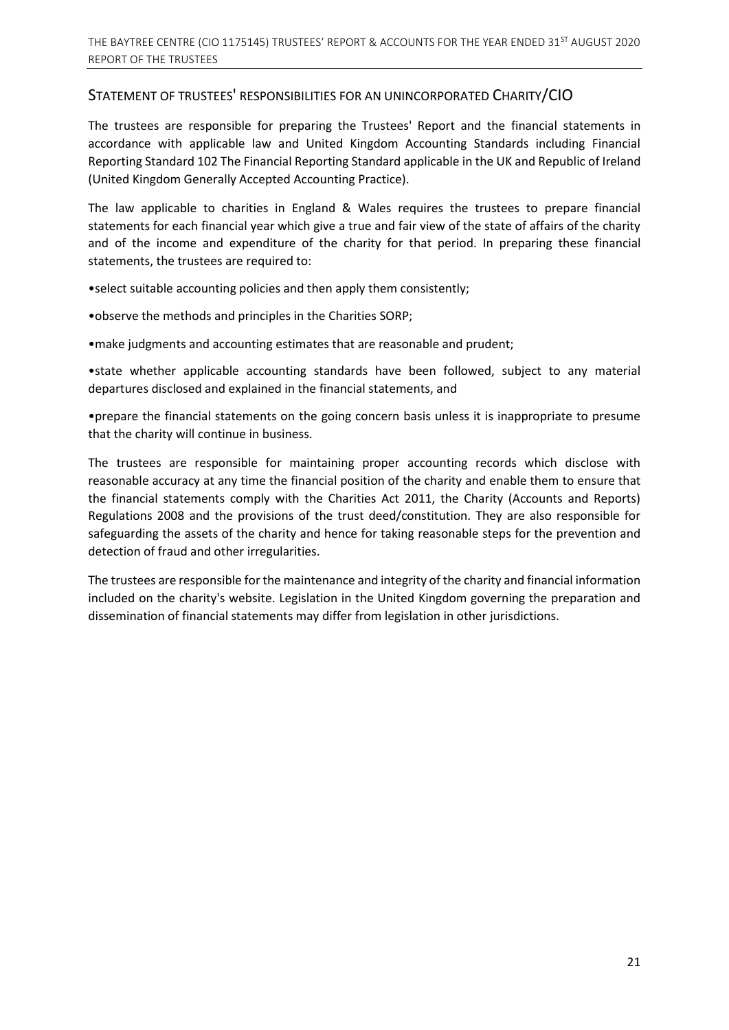## STATEMENT OF TRUSTEES' RESPONSIBILITIES FOR AN UNINCORPORATED CHARITY/CIO

The trustees are responsible for preparing the Trustees' Report and the financial statements in accordance with applicable law and United Kingdom Accounting Standards including Financial Reporting Standard 102 The Financial Reporting Standard applicable in the UK and Republic of Ireland (United Kingdom Generally Accepted Accounting Practice).

The law applicable to charities in England & Wales requires the trustees to prepare financial statements for each financial year which give a true and fair view of the state of affairs of the charity and of the income and expenditure of the charity for that period. In preparing these financial statements, the trustees are required to:

- select suitable accounting policies and then apply them consistently;
- observe the methods and principles in the Charities SORP;
- make judgments and accounting estimates that are reasonable and prudent;
- state whether applicable accounting standards have been followed, subject to any material departures disclosed and explained in the financial statements, and
- prepare the financial statements on the going concern basis unless it is inappropriate to presume that the charity will continue in business.

The trustees are responsible for maintaining proper accounting records which disclose with reasonable accuracy at any time the financial position of the charity and enable them to ensure that the financial statements comply with the Charities Act 2011, the Charity (Accounts and Reports) Regulations 2008 and the provisions of the trust deed/constitution. They are also responsible for safeguarding the assets of the charity and hence for taking reasonable steps for the prevention and detection of fraud and other irregularities.

The trustees are responsible for the maintenance and integrity of the charity and financial information included on the charity's website. Legislation in the United Kingdom governing the preparation and dissemination of financial statements may differ from legislation in other jurisdictions.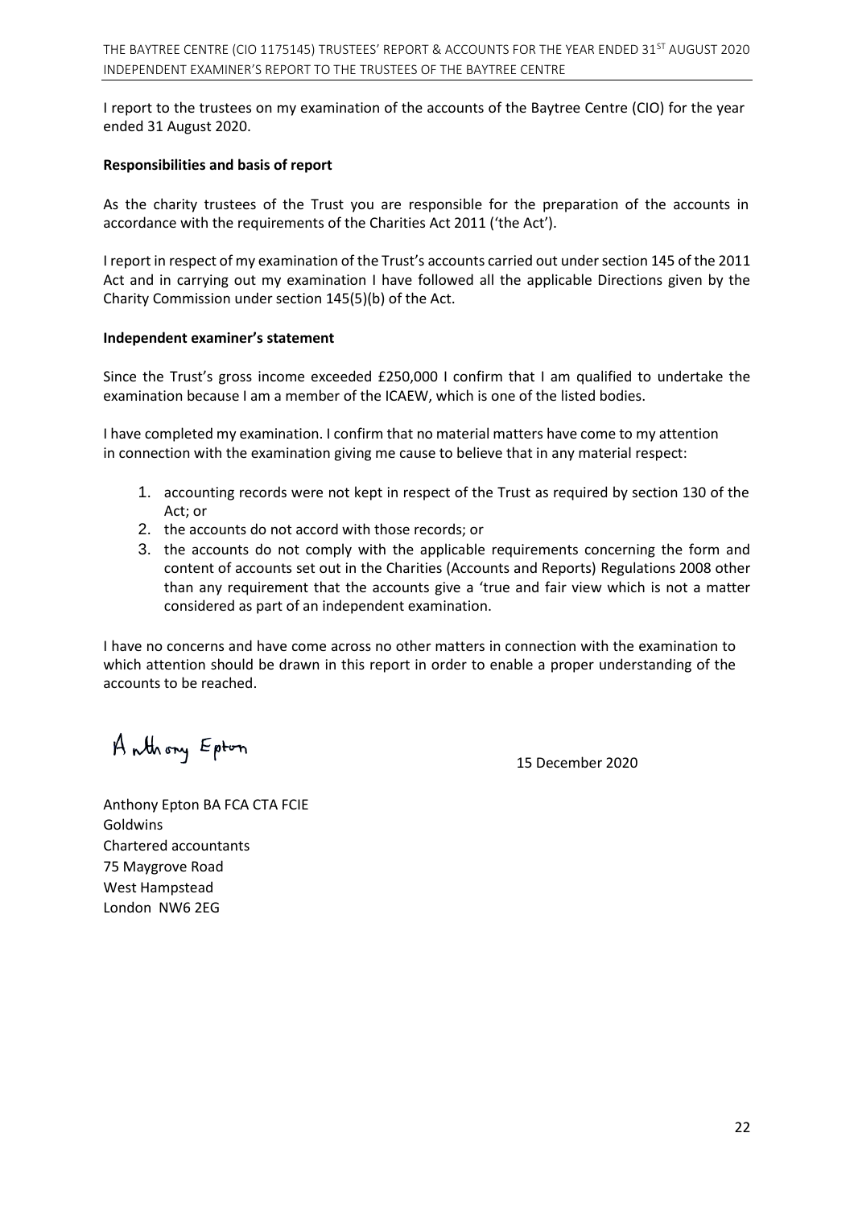I report to the trustees on my examination of the accounts of the Baytree Centre (CIO) for the year ended 31 August 2020.

**Responsibilities and basis of report**

As the charity trustees of the Trust you are responsible for the preparation of the accounts in accordance with the requirements of the Charities Act 2011 ('the Act').

I report in respect of my examination of the Trust's accounts carried out under section 145 of the 2011 Act and in carrying out my examination I have followed all the applicable Directions given by the Charity Commission under section 145(5)(b) of the Act.

**Independent examiner's statement**

Since the Trust's gross income exceeded £250,000 I confirm that I am qualified to undertake the examination because I am a member of the ICAEW, which is one of the listed bodies.

I have completed my examination. I confirm that no material matters have come to my attention in connection with the examination giving me cause to believe that in any material respect:

1. accounting records were not kept in respect of the Trust as required by section 130 of the Act; or
2. the accounts do not accord with those records; or
3. the accounts do not comply with the applicable requirements concerning the form and content of accounts set out in the Charities (Accounts and Reports) Regulations 2008 other than any requirement that the accounts give a 'true and fair view which is not a matter considered as part of an independent examination.

I have no concerns and have come across no other matters in connection with the examination to which attention should be drawn in this report in order to enable a proper understanding of the accounts to be reached.

Anthony Epton

15 December 2020

Anthony Epton BA FCA CTA FCIE
Goldwins
Chartered accountants
75 Maygrove Road
West Hampstead
London NW6 2EG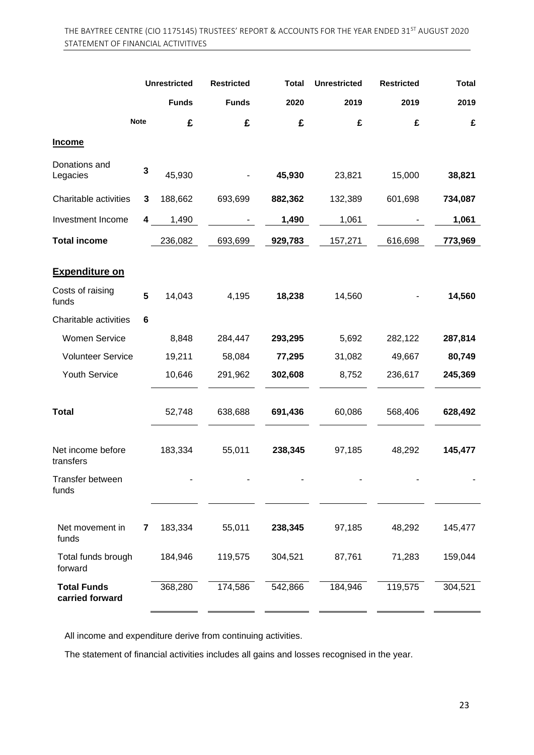THE BAYTREE CENTRE (CIO 1175145) TRUSTEES' REPORT & ACCOUNTS FOR THE YEAR ENDED 31ST AUGUST 2020
STATEMENT OF FINANCIAL ACTIVITIVES

| | Note | Unrestricted Funds £ | Restricted Funds £ | Total 2020 £ | Unrestricted 2019 £ | Restricted 2019 £ | Total 2019 £ |
|---|---|---|---|---|---|---|---|
| **Income** | | | | | | | |
| Donations and Legacies | 3 | 45,930 | - | **45,930** | 23,821 | 15,000 | **38,821** |
| Charitable activities | 3 | 188,662 | 693,699 | **882,362** | 132,389 | 601,698 | **734,087** |
| Investment Income | 4 | 1,490 | - | **1,490** | 1,061 | - | **1,061** |
| **Total income** | | 236,082 | 693,699 | **929,783** | 157,271 | 616,698 | **773,969** |
| **Expenditure on** | | | | | | | |
| Costs of raising funds | 5 | 14,043 | 4,195 | **18,238** | 14,560 | - | **14,560** |
| Charitable activities | 6 | | | | | | |
| Women Service | | 8,848 | 284,447 | **293,295** | 5,692 | 282,122 | **287,814** |
| Volunteer Service | | 19,211 | 58,084 | **77,295** | 31,082 | 49,667 | **80,749** |
| Youth Service | | 10,646 | 291,962 | **302,608** | 8,752 | 236,617 | **245,369** |
| **Total** | | 52,748 | 638,688 | **691,436** | 60,086 | 568,406 | **628,492** |
| Net income before transfers | | 183,334 | 55,011 | **238,345** | 97,185 | 48,292 | **145,477** |
| Transfer between funds | | - | - | - | - | - | - |
| Net movement in funds | 7 | 183,334 | 55,011 | **238,345** | 97,185 | 48,292 | 145,477 |
| Total funds brough forward | | 184,946 | 119,575 | 304,521 | 87,761 | 71,283 | 159,044 |
| **Total Funds carried forward** | | 368,280 | 174,586 | 542,866 | 184,946 | 119,575 | 304,521 |

All income and expenditure derive from continuing activities.

The statement of financial activities includes all gains and losses recognised in the year.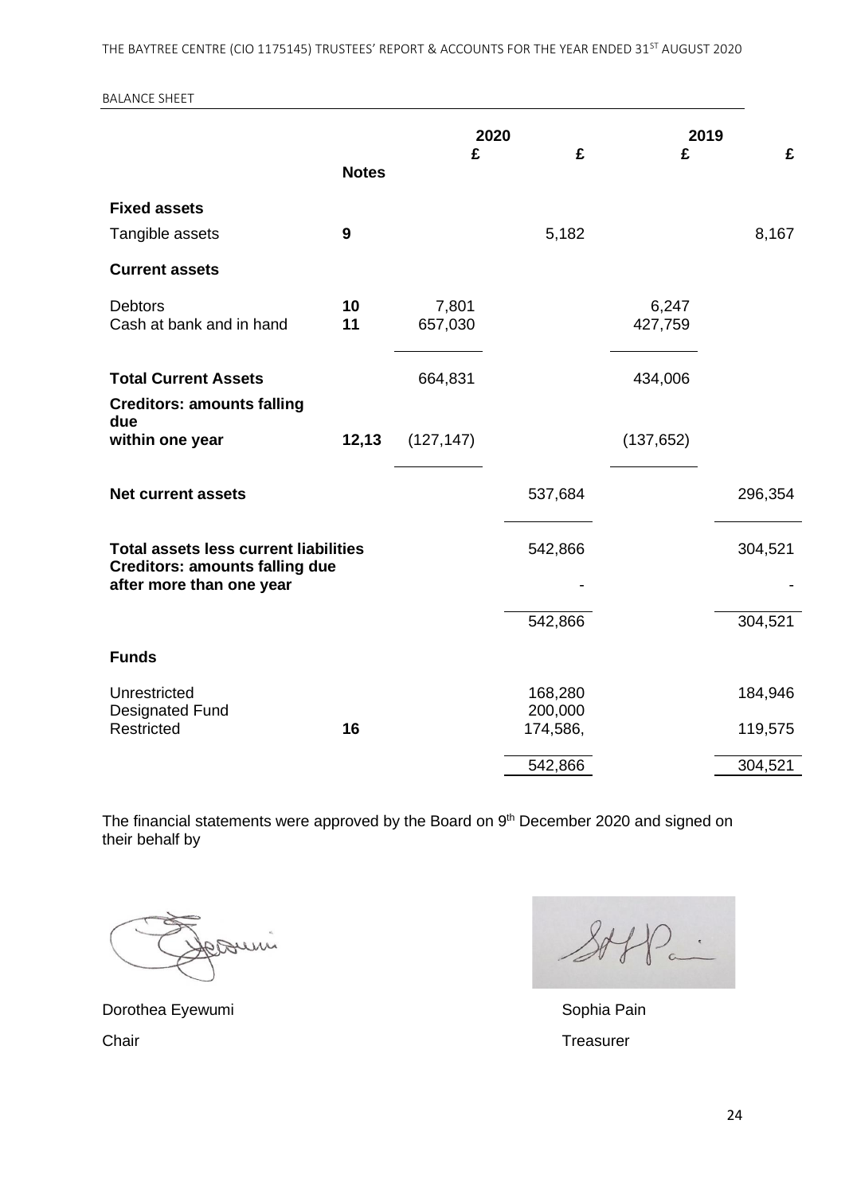BALANCE SHEET

| | Notes | 2020 £ | 2020 £ | 2019 £ | 2019 £ |
|---|---|---|---|---|---|
| **Fixed assets** | | | | | |
| Tangible assets | **9** | | 5,182 | | 8,167 |
| **Current assets** | | | | | |
| Debtors | **10** | 7,801 | | 6,247 | |
| Cash at bank and in hand | **11** | 657,030 | | 427,759 | |
| **Total Current Assets** | | 664,831 | | 434,006 | |
| **Creditors: amounts falling due within one year** | **12,13** | (127,147) | | (137,652) | |
| **Net current assets** | | | 537,684 | | 296,354 |
| **Total assets less current liabilities** | | | 542,866 | | 304,521 |
| **Creditors: amounts falling due after more than one year** | | | - | | - |
| | | | 542,866 | | 304,521 |
| **Funds** | | | | | |
| Unrestricted | | | 168,280 | | 184,946 |
| Designated Fund | | | 200,000 | | |
| Restricted | **16** | | 174,586, | | 119,575 |
| | | | 542,866 | | 304,521 |

The financial statements were approved by the Board on 9th December 2020 and signed on their behalf by

Dorothea Eyewumi
Chair

Sophia Pain
Treasurer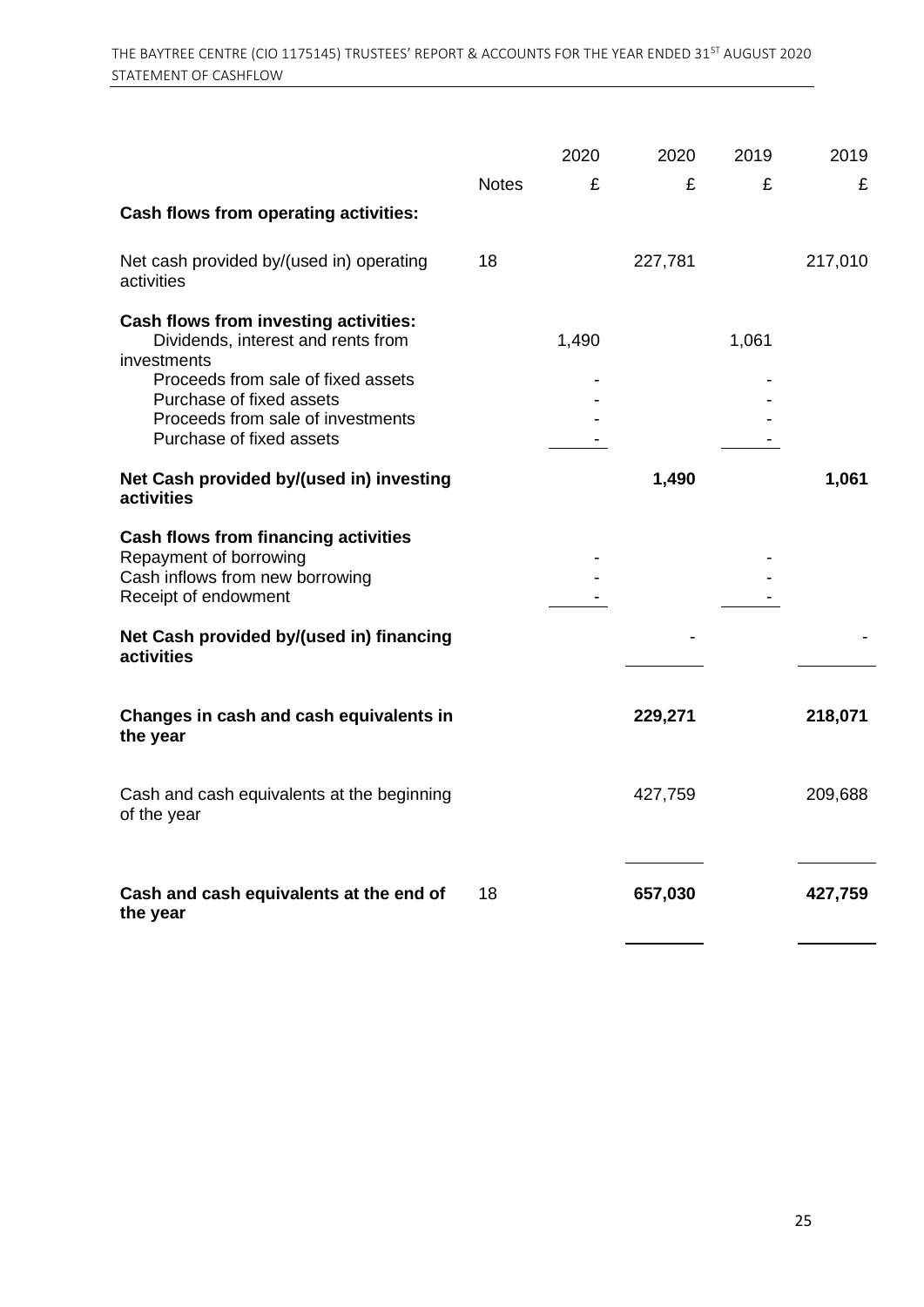THE BAYTREE CENTRE (CIO 1175145) TRUSTEES' REPORT & ACCOUNTS FOR THE YEAR ENDED 31ST AUGUST 2020

STATEMENT OF CASHFLOW

| | Notes | 2020 £ | 2020 £ | 2019 £ | 2019 £ |
|---|---|---|---|---|---|
| **Cash flows from operating activities:** | | | | | |
| Net cash provided by/(used in) operating activities | 18 | | 227,781 | | 217,010 |
| **Cash flows from investing activities:** | | | | | |
| Dividends, interest and rents from investments | | 1,490 | | 1,061 | |
| Proceeds from sale of fixed assets | | - | | - | |
| Purchase of fixed assets | | - | | - | |
| Proceeds from sale of investments | | - | | - | |
| Purchase of fixed assets | | - | | - | |
| **Net Cash provided by/(used in) investing activities** | | | **1,490** | | **1,061** |
| **Cash flows from financing activities** | | | | | |
| Repayment of borrowing | | - | | - | |
| Cash inflows from new borrowing | | - | | - | |
| Receipt of endowment | | - | | - | |
| **Net Cash provided by/(used in) financing activities** | | | - | | - |
| **Changes in cash and cash equivalents in the year** | | | **229,271** | | **218,071** |
| Cash and cash equivalents at the beginning of the year | | | 427,759 | | 209,688 |
| **Cash and cash equivalents at the end of the year** | 18 | | **657,030** | | **427,759** |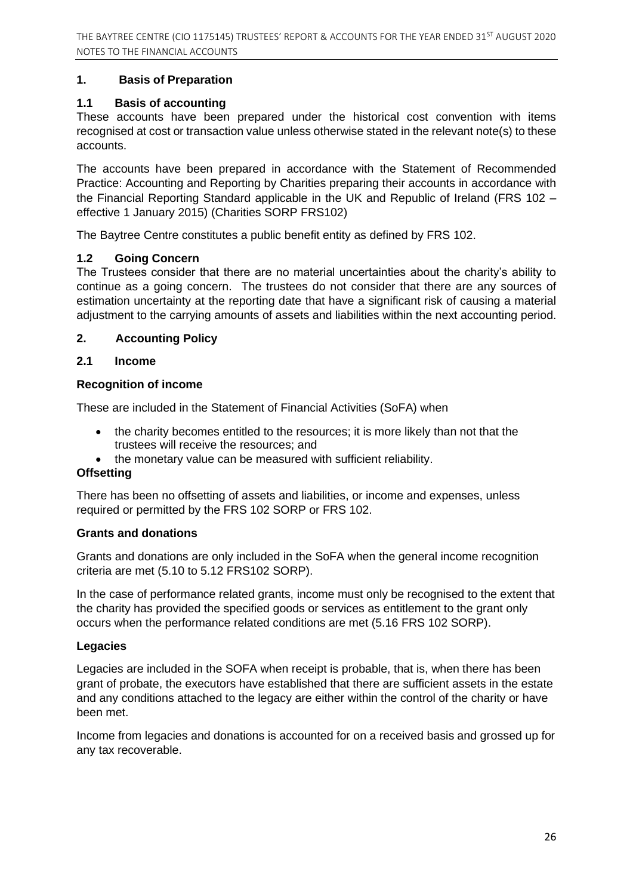## 1. Basis of Preparation

### 1.1 Basis of accounting

These accounts have been prepared under the historical cost convention with items recognised at cost or transaction value unless otherwise stated in the relevant note(s) to these accounts.

The accounts have been prepared in accordance with the Statement of Recommended Practice: Accounting and Reporting by Charities preparing their accounts in accordance with the Financial Reporting Standard applicable in the UK and Republic of Ireland (FRS 102 – effective 1 January 2015) (Charities SORP FRS102)

The Baytree Centre constitutes a public benefit entity as defined by FRS 102.

### 1.2 Going Concern

The Trustees consider that there are no material uncertainties about the charity's ability to continue as a going concern. The trustees do not consider that there are any sources of estimation uncertainty at the reporting date that have a significant risk of causing a material adjustment to the carrying amounts of assets and liabilities within the next accounting period.

## 2. Accounting Policy

### 2.1 Income

**Recognition of income**

These are included in the Statement of Financial Activities (SoFA) when

- the charity becomes entitled to the resources; it is more likely than not that the trustees will receive the resources; and
- the monetary value can be measured with sufficient reliability.

**Offsetting**

There has been no offsetting of assets and liabilities, or income and expenses, unless required or permitted by the FRS 102 SORP or FRS 102.

**Grants and donations**

Grants and donations are only included in the SoFA when the general income recognition criteria are met (5.10 to 5.12 FRS102 SORP).

In the case of performance related grants, income must only be recognised to the extent that the charity has provided the specified goods or services as entitlement to the grant only occurs when the performance related conditions are met (5.16 FRS 102 SORP).

**Legacies**

Legacies are included in the SOFA when receipt is probable, that is, when there has been grant of probate, the executors have established that there are sufficient assets in the estate and any conditions attached to the legacy are either within the control of the charity or have been met.

Income from legacies and donations is accounted for on a received basis and grossed up for any tax recoverable.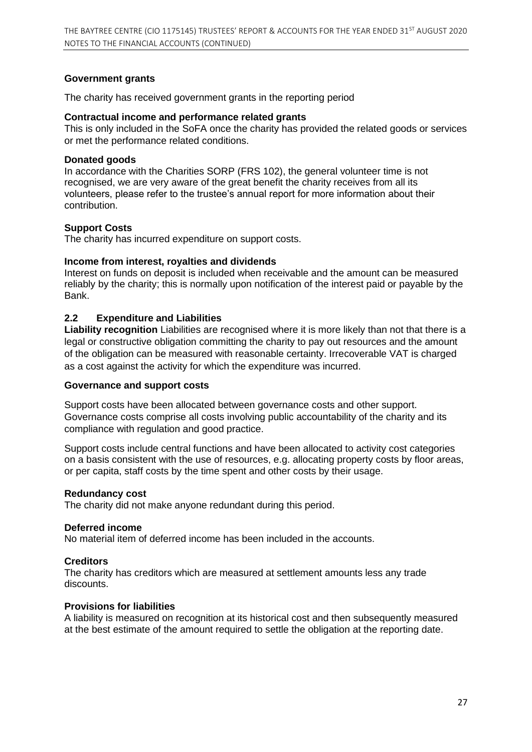**Government grants**

The charity has received government grants in the reporting period

**Contractual income and performance related grants**

This is only included in the SoFA once the charity has provided the related goods or services or met the performance related conditions.

**Donated goods**

In accordance with the Charities SORP (FRS 102), the general volunteer time is not recognised, we are very aware of the great benefit the charity receives from all its volunteers, please refer to the trustee's annual report for more information about their contribution.

**Support Costs**

The charity has incurred expenditure on support costs.

**Income from interest, royalties and dividends**

Interest on funds on deposit is included when receivable and the amount can be measured reliably by the charity; this is normally upon notification of the interest paid or payable by the Bank.

## 2.2 Expenditure and Liabilities

**Liability recognition** Liabilities are recognised where it is more likely than not that there is a legal or constructive obligation committing the charity to pay out resources and the amount of the obligation can be measured with reasonable certainty. Irrecoverable VAT is charged as a cost against the activity for which the expenditure was incurred.

**Governance and support costs**

Support costs have been allocated between governance costs and other support. Governance costs comprise all costs involving public accountability of the charity and its compliance with regulation and good practice.

Support costs include central functions and have been allocated to activity cost categories on a basis consistent with the use of resources, e.g. allocating property costs by floor areas, or per capita, staff costs by the time spent and other costs by their usage.

**Redundancy cost**

The charity did not make anyone redundant during this period.

**Deferred income**

No material item of deferred income has been included in the accounts.

**Creditors**

The charity has creditors which are measured at settlement amounts less any trade discounts.

**Provisions for liabilities**

A liability is measured on recognition at its historical cost and then subsequently measured at the best estimate of the amount required to settle the obligation at the reporting date.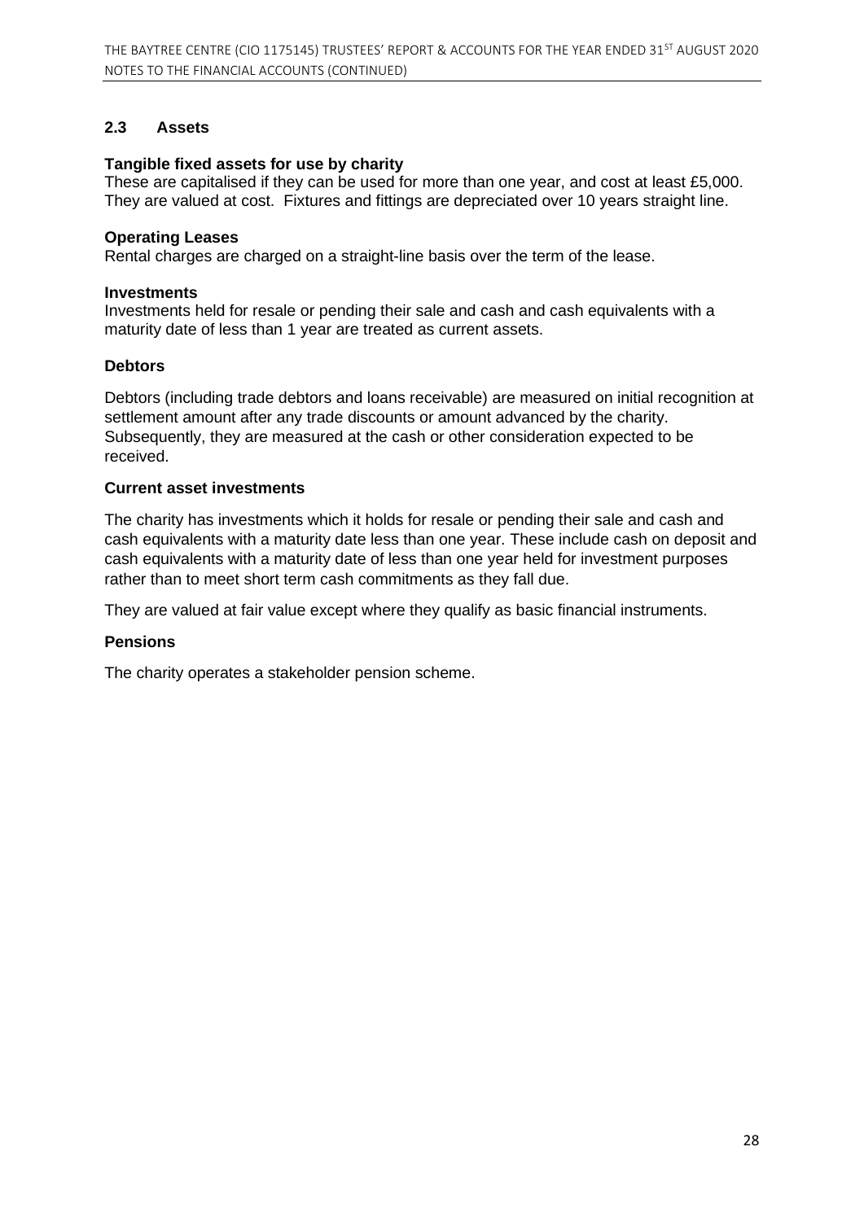## 2.3 Assets

**Tangible fixed assets for use by charity**
These are capitalised if they can be used for more than one year, and cost at least £5,000. They are valued at cost. Fixtures and fittings are depreciated over 10 years straight line.

**Operating Leases**
Rental charges are charged on a straight-line basis over the term of the lease.

**Investments**
Investments held for resale or pending their sale and cash and cash equivalents with a maturity date of less than 1 year are treated as current assets.

**Debtors**

Debtors (including trade debtors and loans receivable) are measured on initial recognition at settlement amount after any trade discounts or amount advanced by the charity. Subsequently, they are measured at the cash or other consideration expected to be received.

**Current asset investments**

The charity has investments which it holds for resale or pending their sale and cash and cash equivalents with a maturity date less than one year. These include cash on deposit and cash equivalents with a maturity date of less than one year held for investment purposes rather than to meet short term cash commitments as they fall due.

They are valued at fair value except where they qualify as basic financial instruments.

**Pensions**

The charity operates a stakeholder pension scheme.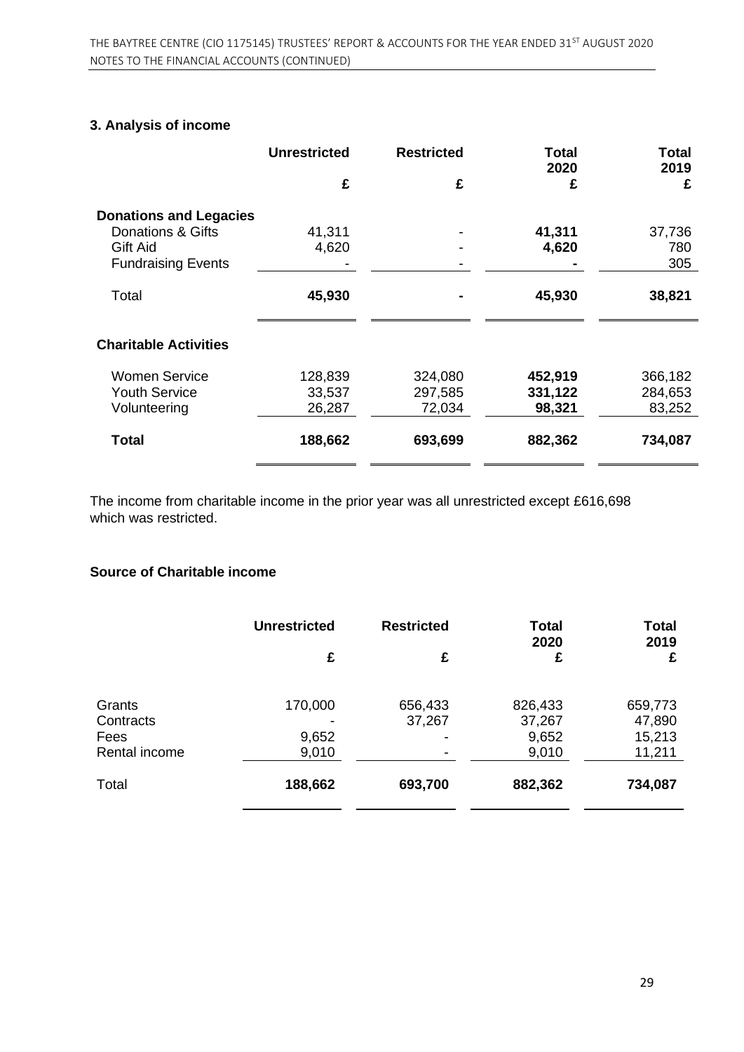## 3. Analysis of income

| | Unrestricted | Restricted | Total 2020 | Total 2019 |
|---|---|---|---|---|
| | £ | £ | £ | £ |
| **Donations and Legacies** | | | | |
| Donations & Gifts | 41,311 | - | **41,311** | 37,736 |
| Gift Aid | 4,620 | - | **4,620** | 780 |
| Fundraising Events | - | - | **-** | 305 |
| Total | **45,930** | **-** | **45,930** | **38,821** |
| **Charitable Activities** | | | | |
| Women Service | 128,839 | 324,080 | **452,919** | 366,182 |
| Youth Service | 33,537 | 297,585 | **331,122** | 284,653 |
| Volunteering | 26,287 | 72,034 | **98,321** | 83,252 |
| **Total** | **188,662** | **693,699** | **882,362** | **734,087** |

The income from charitable income in the prior year was all unrestricted except £616,698 which was restricted.

### Source of Charitable income

| | Unrestricted | Restricted | Total 2020 | Total 2019 |
|---|---|---|---|---|
| | £ | £ | £ | £ |
| Grants | 170,000 | 656,433 | 826,433 | 659,773 |
| Contracts | - | 37,267 | 37,267 | 47,890 |
| Fees | 9,652 | - | 9,652 | 15,213 |
| Rental income | 9,010 | - | 9,010 | 11,211 |
| Total | **188,662** | **693,700** | **882,362** | **734,087** |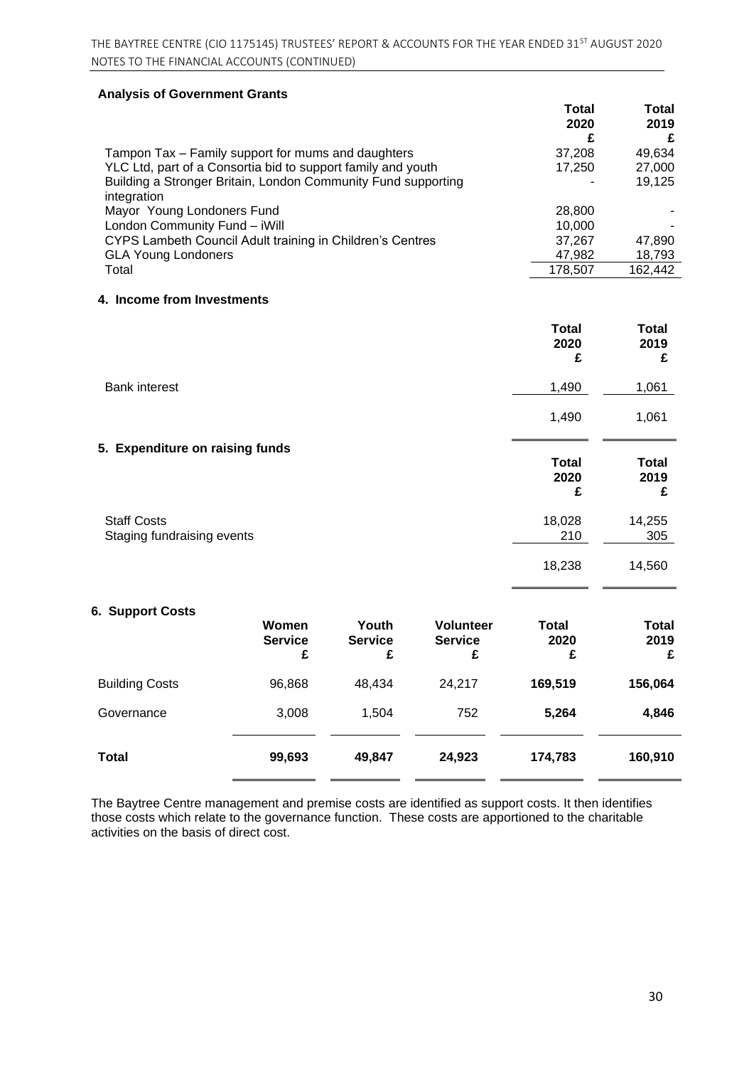**Analysis of Government Grants**

| | Total 2020 £ | Total 2019 £ |
|---|---|---|
| Tampon Tax – Family support for mums and daughters | 37,208 | 49,634 |
| YLC Ltd, part of a Consortia bid to support family and youth | 17,250 | 27,000 |
| Building a Stronger Britain, London Community Fund supporting integration | - | 19,125 |
| Mayor Young Londoners Fund | 28,800 | - |
| London Community Fund – iWill | 10,000 | - |
| CYPS Lambeth Council Adult training in Children's Centres | 37,267 | 47,890 |
| GLA Young Londoners | 47,982 | 18,793 |
| Total | 178,507 | 162,442 |

## 4. Income from Investments

| | Total 2020 £ | Total 2019 £ |
|---|---|---|
| Bank interest | 1,490 | 1,061 |
| | 1,490 | 1,061 |

## 5. Expenditure on raising funds

| | Total 2020 £ | Total 2019 £ |
|---|---|---|
| Staff Costs | 18,028 | 14,255 |
| Staging fundraising events | 210 | 305 |
| | 18,238 | 14,560 |

## 6. Support Costs

| | Women Service £ | Youth Service £ | Volunteer Service £ | Total 2020 £ | Total 2019 £ |
|---|---|---|---|---|---|
| Building Costs | 96,868 | 48,434 | 24,217 | **169,519** | **156,064** |
| Governance | 3,008 | 1,504 | 752 | **5,264** | **4,846** |
| **Total** | **99,693** | **49,847** | **24,923** | **174,783** | **160,910** |

The Baytree Centre management and premise costs are identified as support costs. It then identifies those costs which relate to the governance function. These costs are apportioned to the charitable activities on the basis of direct cost.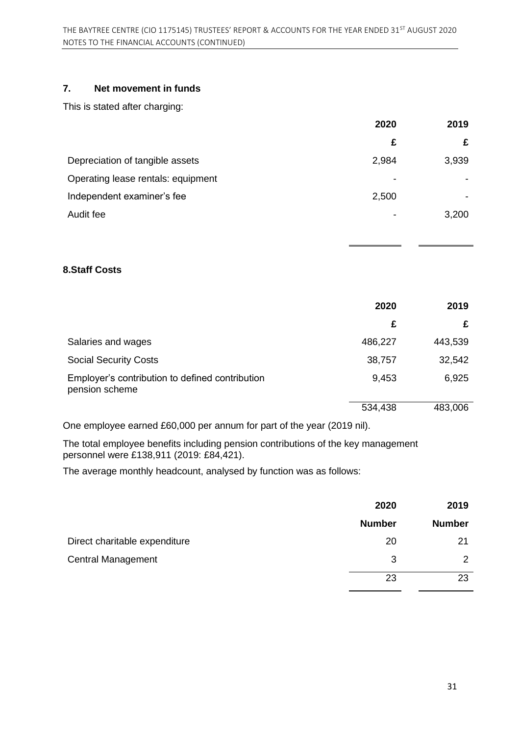## 7. Net movement in funds

This is stated after charging:

| | 2020 | 2019 |
|---|---|---|
| | £ | £ |
| Depreciation of tangible assets | 2,984 | 3,939 |
| Operating lease rentals: equipment | - | - |
| Independent examiner's fee | 2,500 | - |
| Audit fee | - | 3,200 |

## 8. Staff Costs

| | 2020 | 2019 |
|---|---|---|
| | £ | £ |
| Salaries and wages | 486,227 | 443,539 |
| Social Security Costs | 38,757 | 32,542 |
| Employer's contribution to defined contribution pension scheme | 9,453 | 6,925 |
| | 534,438 | 483,006 |

One employee earned £60,000 per annum for part of the year (2019 nil).

The total employee benefits including pension contributions of the key management personnel were £138,911 (2019: £84,421).

The average monthly headcount, analysed by function was as follows:

| | 2020 | 2019 |
|---|---|---|
| | Number | Number |
| Direct charitable expenditure | 20 | 21 |
| Central Management | 3 | 2 |
| | 23 | 23 |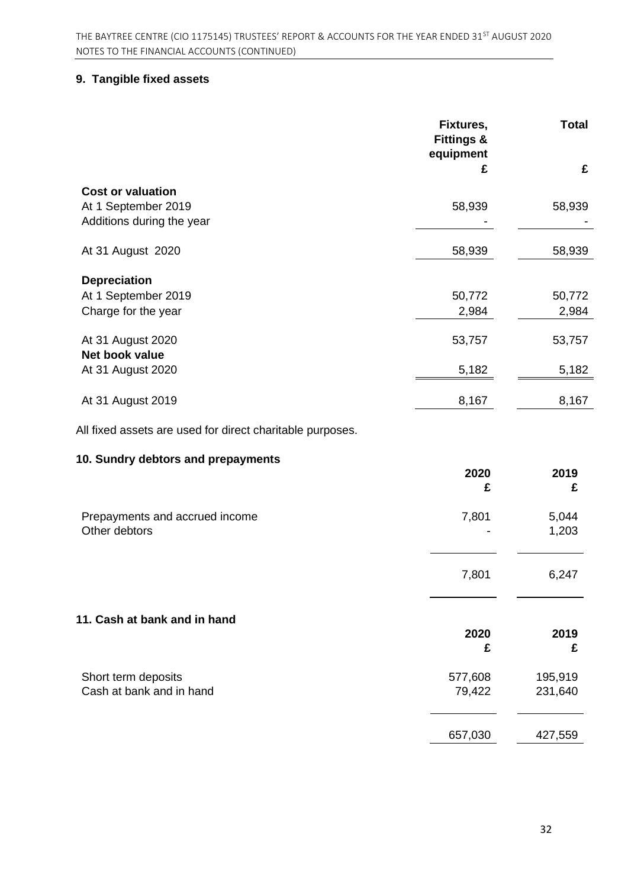## 9. Tangible fixed assets

| | Fixtures, Fittings & equipment | Total |
|---|---|---|
| | £ | £ |
| **Cost or valuation** | | |
| At 1 September 2019 | 58,939 | 58,939 |
| Additions during the year | - | - |
| At 31 August 2020 | 58,939 | 58,939 |
| **Depreciation** | | |
| At 1 September 2019 | 50,772 | 50,772 |
| Charge for the year | 2,984 | 2,984 |
| At 31 August 2020 | 53,757 | 53,757 |
| **Net book value** | | |
| At 31 August 2020 | 5,182 | 5,182 |
| At 31 August 2019 | 8,167 | 8,167 |

All fixed assets are used for direct charitable purposes.

## 10. Sundry debtors and prepayments

| | 2020 £ | 2019 £ |
|---|---|---|
| Prepayments and accrued income | 7,801 | 5,044 |
| Other debtors | - | 1,203 |
| | 7,801 | 6,247 |

## 11. Cash at bank and in hand

| | 2020 £ | 2019 £ |
|---|---|---|
| Short term deposits | 577,608 | 195,919 |
| Cash at bank and in hand | 79,422 | 231,640 |
| | 657,030 | 427,559 |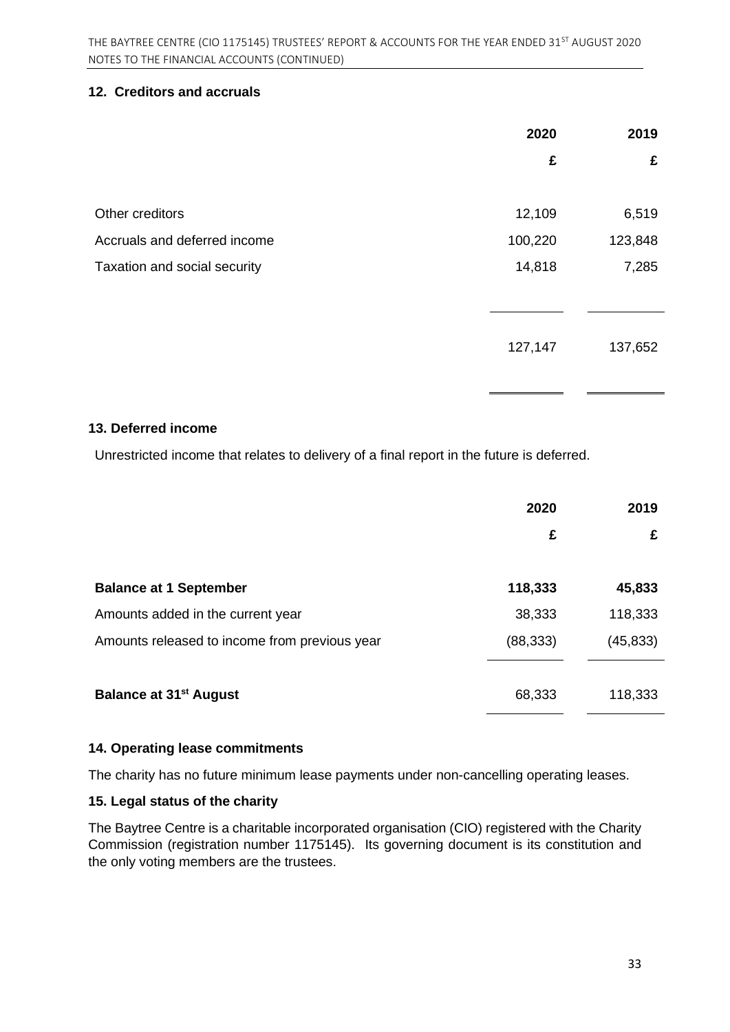### 12. Creditors and accruals

| | 2020 | 2019 |
|---|---|---|
| | £ | £ |
| Other creditors | 12,109 | 6,519 |
| Accruals and deferred income | 100,220 | 123,848 |
| Taxation and social security | 14,818 | 7,285 |
| | 127,147 | 137,652 |

### 13. Deferred income

Unrestricted income that relates to delivery of a final report in the future is deferred.

| | 2020 | 2019 |
|---|---|---|
| | £ | £ |
| **Balance at 1 September** | **118,333** | **45,833** |
| Amounts added in the current year | 38,333 | 118,333 |
| Amounts released to income from previous year | (88,333) | (45,833) |
| **Balance at 31st August** | 68,333 | 118,333 |

### 14. Operating lease commitments

The charity has no future minimum lease payments under non-cancelling operating leases.

### 15. Legal status of the charity

The Baytree Centre is a charitable incorporated organisation (CIO) registered with the Charity Commission (registration number 1175145). Its governing document is its constitution and the only voting members are the trustees.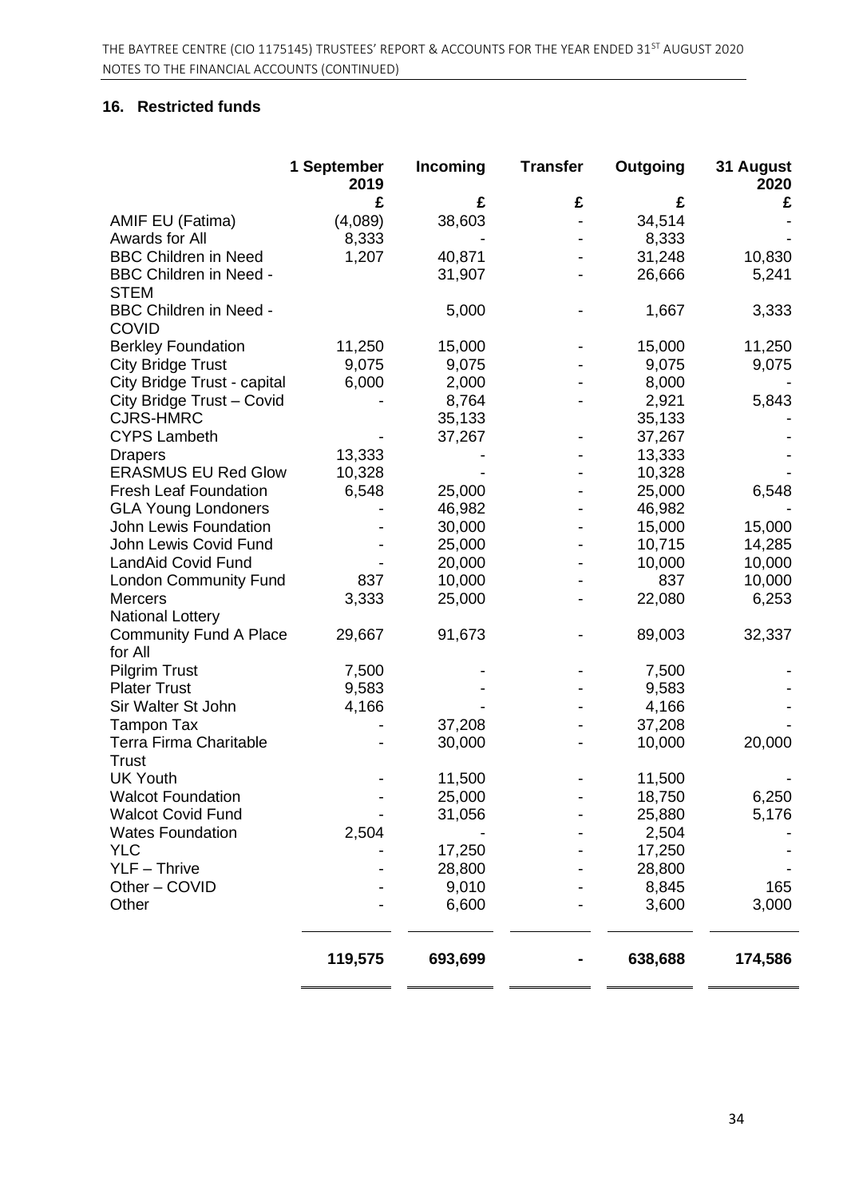## 16. Restricted funds

| | 1 September 2019 | Incoming | Transfer | Outgoing | 31 August 2020 |
|---|---|---|---|---|---|
| | £ | £ | £ | £ | £ |
| AMIF EU (Fatima) | (4,089) | 38,603 | - | 34,514 | - |
| Awards for All | 8,333 | - | - | 8,333 | - |
| BBC Children in Need | 1,207 | 40,871 | - | 31,248 | 10,830 |
| BBC Children in Need - STEM | | 31,907 | - | 26,666 | 5,241 |
| BBC Children in Need - COVID | | 5,000 | - | 1,667 | 3,333 |
| Berkley Foundation | 11,250 | 15,000 | - | 15,000 | 11,250 |
| City Bridge Trust | 9,075 | 9,075 | - | 9,075 | 9,075 |
| City Bridge Trust - capital | 6,000 | 2,000 | - | 8,000 | - |
| City Bridge Trust – Covid | - | 8,764 | - | 2,921 | 5,843 |
| CJRS-HMRC | | 35,133 | | 35,133 | - |
| CYPS Lambeth | - | 37,267 | - | 37,267 | - |
| Drapers | 13,333 | - | - | 13,333 | - |
| ERASMUS EU Red Glow | 10,328 | - | - | 10,328 | - |
| Fresh Leaf Foundation | 6,548 | 25,000 | - | 25,000 | 6,548 |
| GLA Young Londoners | - | 46,982 | - | 46,982 | - |
| John Lewis Foundation | - | 30,000 | - | 15,000 | 15,000 |
| John Lewis Covid Fund | - | 25,000 | - | 10,715 | 14,285 |
| LandAid Covid Fund | - | 20,000 | - | 10,000 | 10,000 |
| London Community Fund | 837 | 10,000 | - | 837 | 10,000 |
| Mercers | 3,333 | 25,000 | - | 22,080 | 6,253 |
| National Lottery Community Fund A Place for All | 29,667 | 91,673 | - | 89,003 | 32,337 |
| Pilgrim Trust | 7,500 | - | - | 7,500 | - |
| Plater Trust | 9,583 | - | - | 9,583 | - |
| Sir Walter St John | 4,166 | - | - | 4,166 | - |
| Tampon Tax | - | 37,208 | - | 37,208 | - |
| Terra Firma Charitable Trust | - | 30,000 | - | 10,000 | 20,000 |
| UK Youth | - | 11,500 | - | 11,500 | - |
| Walcot Foundation | - | 25,000 | - | 18,750 | 6,250 |
| Walcot Covid Fund | - | 31,056 | - | 25,880 | 5,176 |
| Wates Foundation | 2,504 | - | - | 2,504 | - |
| YLC | - | 17,250 | - | 17,250 | - |
| YLF – Thrive | - | 28,800 | - | 28,800 | - |
| Other – COVID | - | 9,010 | - | 8,845 | 165 |
| Other | - | 6,600 | - | 3,600 | 3,000 |
| | **119,575** | **693,699** | **-** | **638,688** | **174,586** |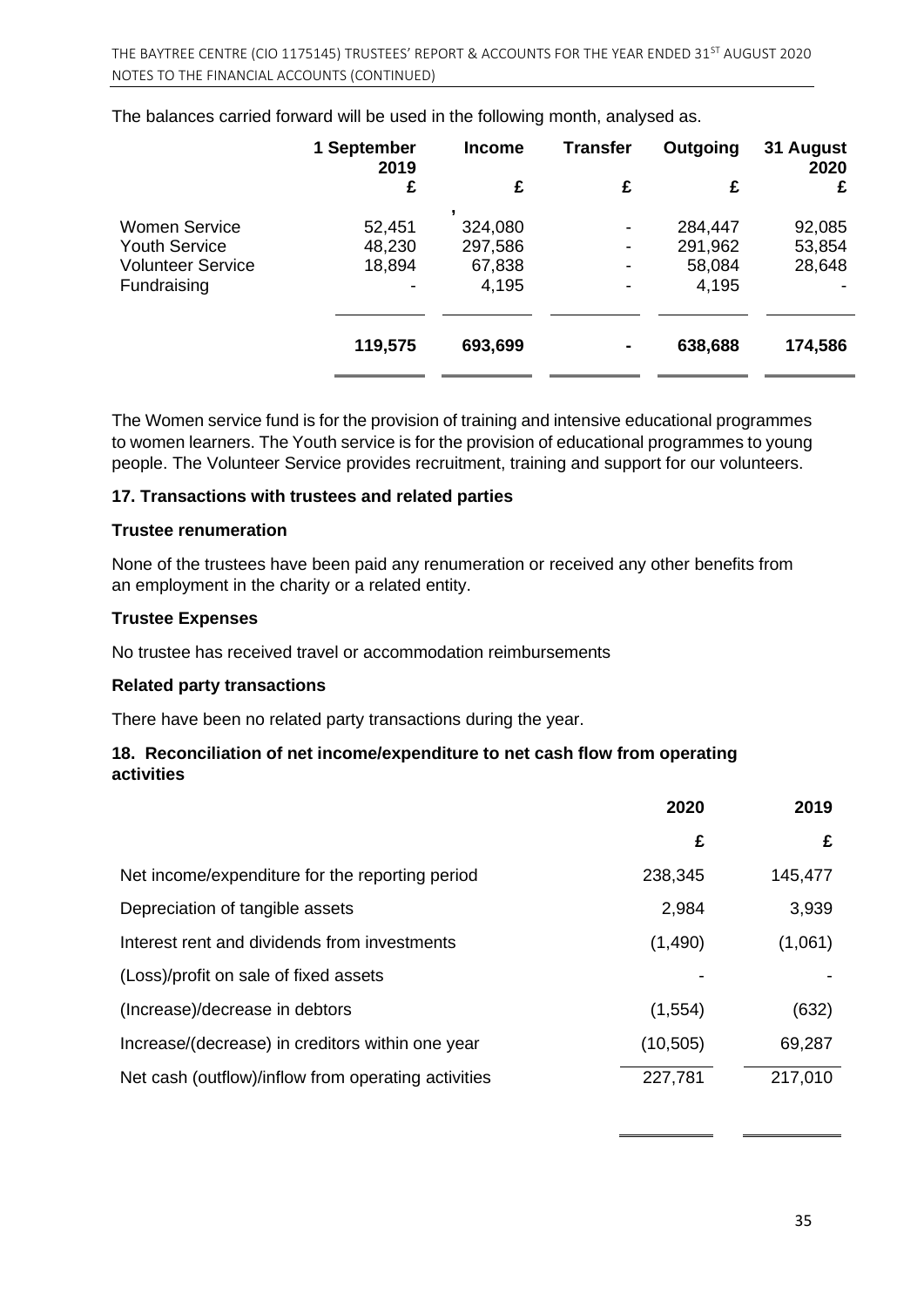The balances carried forward will be used in the following month, analysed as.

| | 1 September 2019 | Income | Transfer | Outgoing | 31 August 2020 |
|---|---|---|---|---|---|
| | £ | £ | £ | £ | £ |
| Women Service | 52,451 | 324,080 | - | 284,447 | 92,085 |
| Youth Service | 48,230 | 297,586 | - | 291,962 | 53,854 |
| Volunteer Service | 18,894 | 67,838 | - | 58,084 | 28,648 |
| Fundraising | - | 4,195 | - | 4,195 | - |
| | **119,575** | **693,699** | **-** | **638,688** | **174,586** |

The Women service fund is for the provision of training and intensive educational programmes to women learners. The Youth service is for the provision of educational programmes to young people. The Volunteer Service provides recruitment, training and support for our volunteers.

### 17. Transactions with trustees and related parties

**Trustee renumeration**

None of the trustees have been paid any renumeration or received any other benefits from an employment in the charity or a related entity.

**Trustee Expenses**

No trustee has received travel or accommodation reimbursements

**Related party transactions**

There have been no related party transactions during the year.

### 18. Reconciliation of net income/expenditure to net cash flow from operating activities

| | 2020 | 2019 |
|---|---|---|
| | £ | £ |
| Net income/expenditure for the reporting period | 238,345 | 145,477 |
| Depreciation of tangible assets | 2,984 | 3,939 |
| Interest rent and dividends from investments | (1,490) | (1,061) |
| (Loss)/profit on sale of fixed assets | - | - |
| (Increase)/decrease in debtors | (1,554) | (632) |
| Increase/(decrease) in creditors within one year | (10,505) | 69,287 |
| Net cash (outflow)/inflow from operating activities | 227,781 | 217,010 |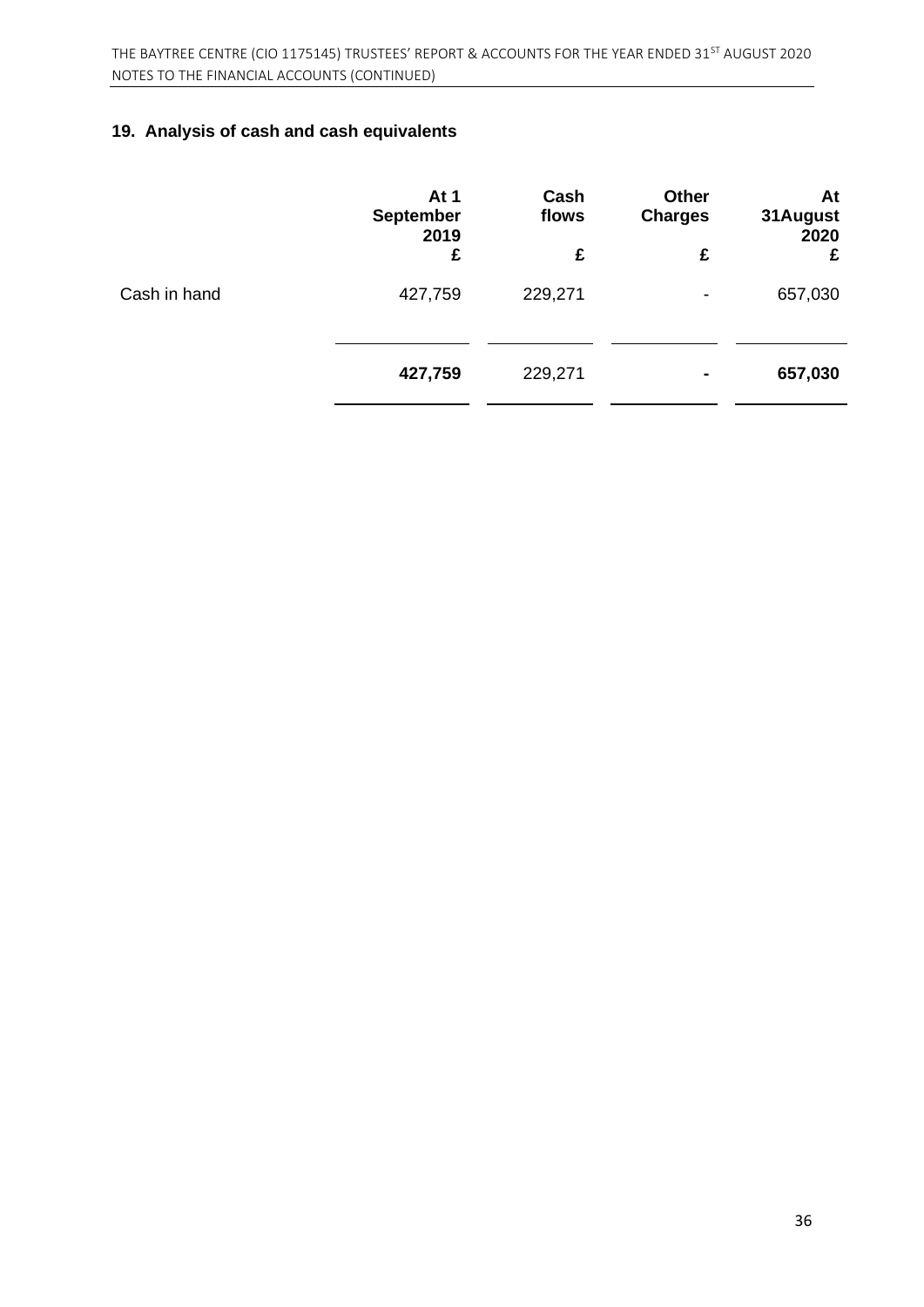## 19. Analysis of cash and cash equivalents

| | At 1 September 2019 £ | Cash flows £ | Other Charges £ | At 31August 2020 £ |
|---|---|---|---|---|
| Cash in hand | 427,759 | 229,271 | - | 657,030 |
| | **427,759** | 229,271 | **-** | **657,030** |